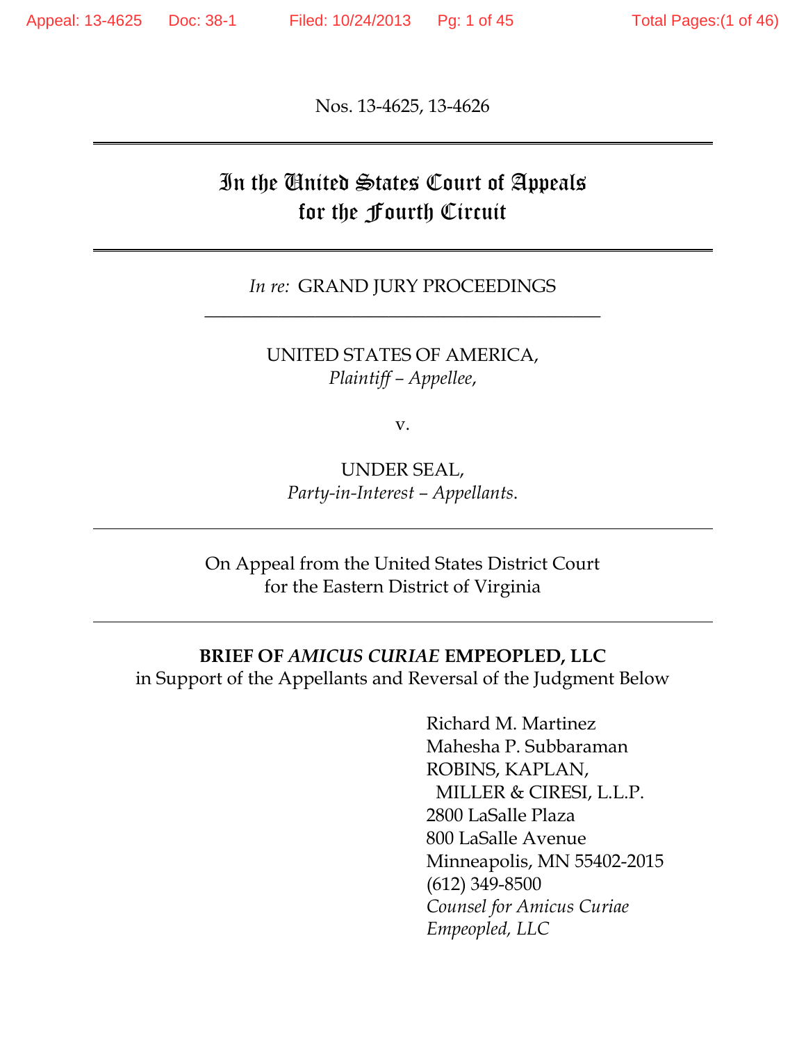Nos. 13-4625, 13-4626

# In the United States Court of Appeals for the Fourth Circuit

*In re:* GRAND JURY PROCEEDINGS

UNITED STATES OF AMERICA,
*Plaintiff – Appellee*,

v.

UNDER SEAL,
*Party-in-Interest – Appellants*.

On Appeal from the United States District Court
for the Eastern District of Virginia

**BRIEF OF *AMICUS CURIAE* EMPEOPLED, LLC**
in Support of the Appellants and Reversal of the Judgment Below

Richard M. Martinez
Mahesha P. Subbaraman
ROBINS, KAPLAN,
MILLER & CIRESI, L.L.P.
2800 LaSalle Plaza
800 LaSalle Avenue
Minneapolis, MN 55402-2015
(612) 349-8500
*Counsel for Amicus Curiae Empeopled, LLC*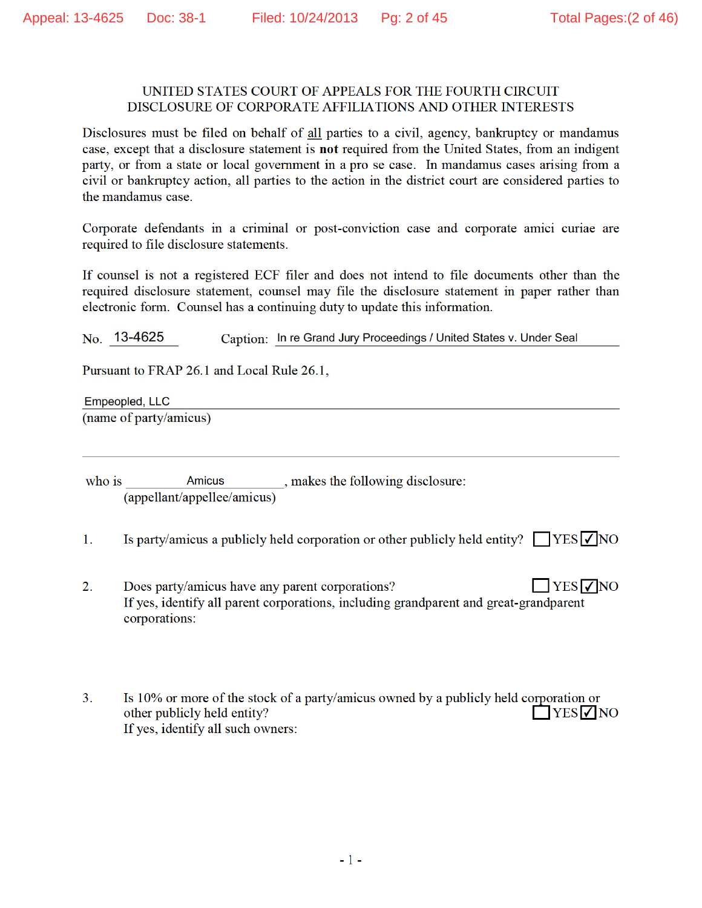# UNITED STATES COURT OF APPEALS FOR THE FOURTH CIRCUIT
# DISCLOSURE OF CORPORATE AFFILIATIONS AND OTHER INTERESTS

Disclosures must be filed on behalf of all parties to a civil, agency, bankruptcy or mandamus case, except that a disclosure statement is **not** required from the United States, from an indigent party, or from a state or local government in a pro se case. In mandamus cases arising from a civil or bankruptcy action, all parties to the action in the district court are considered parties to the mandamus case.

Corporate defendants in a criminal or post-conviction case and corporate amici curiae are required to file disclosure statements.

If counsel is not a registered ECF filer and does not intend to file documents other than the required disclosure statement, counsel may file the disclosure statement in paper rather than electronic form. Counsel has a continuing duty to update this information.

No. 13-4625 Caption: In re Grand Jury Proceedings / United States v. Under Seal

Pursuant to FRAP 26.1 and Local Rule 26.1,

Empeopled, LLC
(name of party/amicus)

who is Amicus, makes the following disclosure:
(appellant/appellee/amicus)

1. Is party/amicus a publicly held corporation or other publicly held entity? ☐ YES ☑ NO

2. Does party/amicus have any parent corporations? ☐ YES ☑ NO
If yes, identify all parent corporations, including grandparent and great-grandparent corporations:

3. Is 10% or more of the stock of a party/amicus owned by a publicly held corporation or other publicly held entity? ☐ YES ☑ NO
If yes, identify all such owners: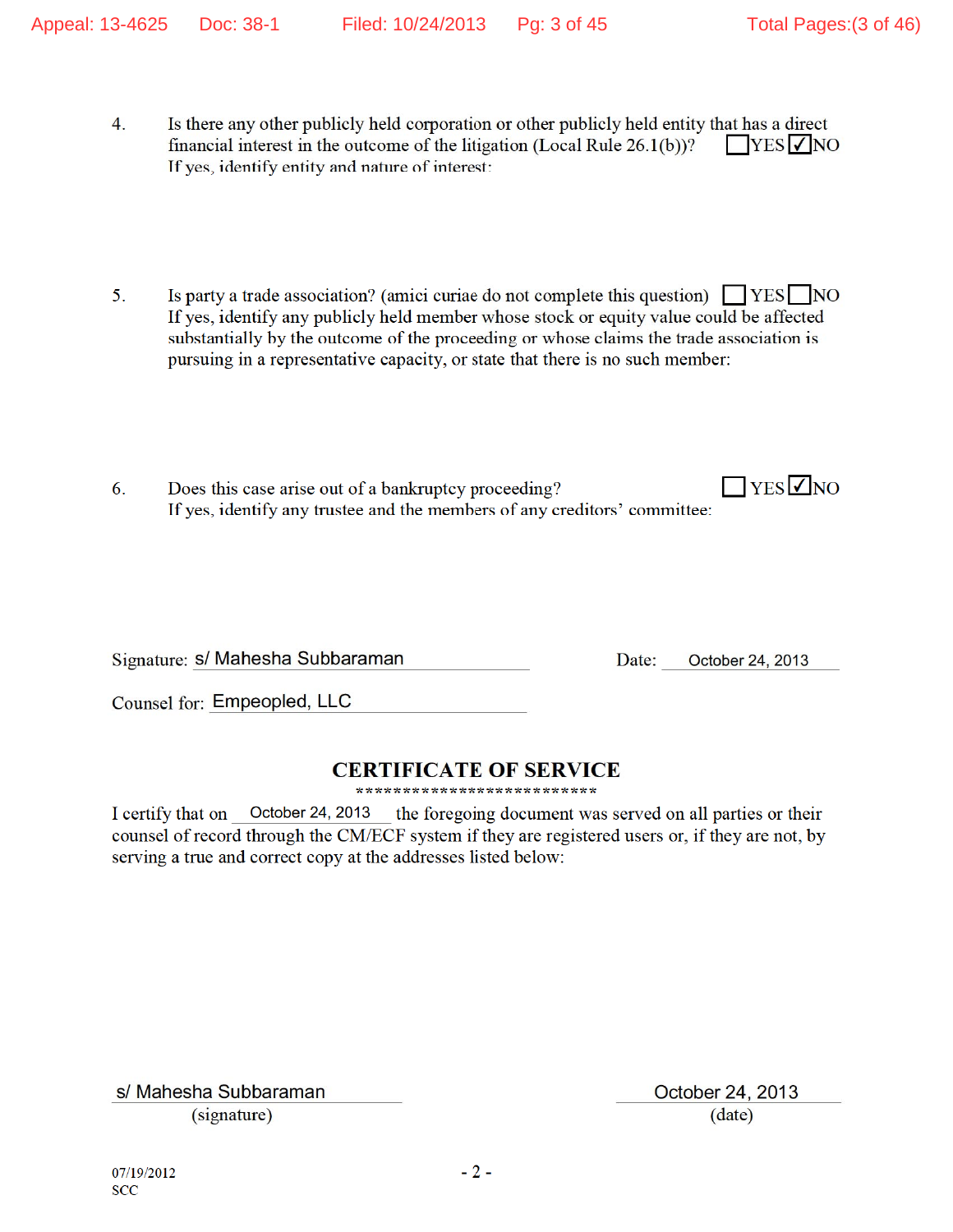4. Is there any other publicly held corporation or other publicly held entity that has a direct financial interest in the outcome of the litigation (Local Rule 26.1(b))? ☐ YES ☑ NO
   If yes, identify entity and nature of interest:

5. Is party a trade association? (amici curiae do not complete this question) ☐ YES ☐ NO
   If yes, identify any publicly held member whose stock or equity value could be affected substantially by the outcome of the proceeding or whose claims the trade association is pursuing in a representative capacity, or state that there is no such member:

6. Does this case arise out of a bankruptcy proceeding? ☐ YES ☑ NO
   If yes, identify any trustee and the members of any creditors' committee:

Signature: s/ Mahesha Subbaraman  Date: October 24, 2013

Counsel for: Empeopled, LLC

## CERTIFICATE OF SERVICE

**************************

I certify that on October 24, 2013 the foregoing document was served on all parties or their counsel of record through the CM/ECF system if they are registered users or, if they are not, by serving a true and correct copy at the addresses listed below:

s/ Mahesha Subbaraman  
(signature)

October 24, 2013  
(date)

07/19/2012
SCC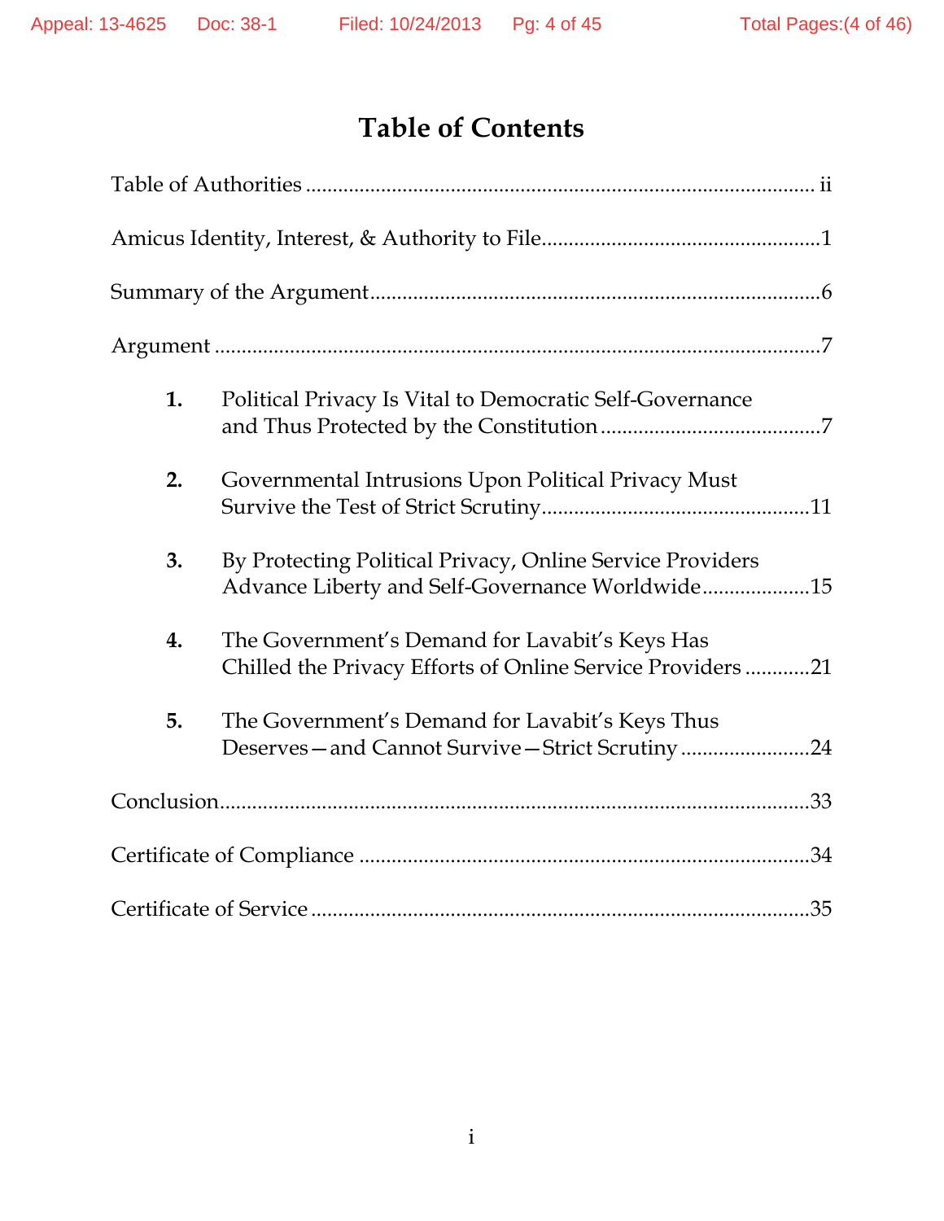# Table of Contents

Table of Authorities ............................................................................................ ii

Amicus Identity, Interest, & Authority to File..................................................1

Summary of the Argument..................................................................................6

Argument ................................................................................................................7

1. Political Privacy Is Vital to Democratic Self-Governance and Thus Protected by the Constitution ........................................7

2. Governmental Intrusions Upon Political Privacy Must Survive the Test of Strict Scrutiny.................................................11

3. By Protecting Political Privacy, Online Service Providers Advance Liberty and Self-Governance Worldwide....................15

4. The Government's Demand for Lavabit's Keys Has Chilled the Privacy Efforts of Online Service Providers ............21

5. The Government's Demand for Lavabit's Keys Thus Deserves—and Cannot Survive—Strict Scrutiny ........................24

Conclusion.............................................................................................................33

Certificate of Compliance ..................................................................................34

Certificate of Service ...........................................................................................35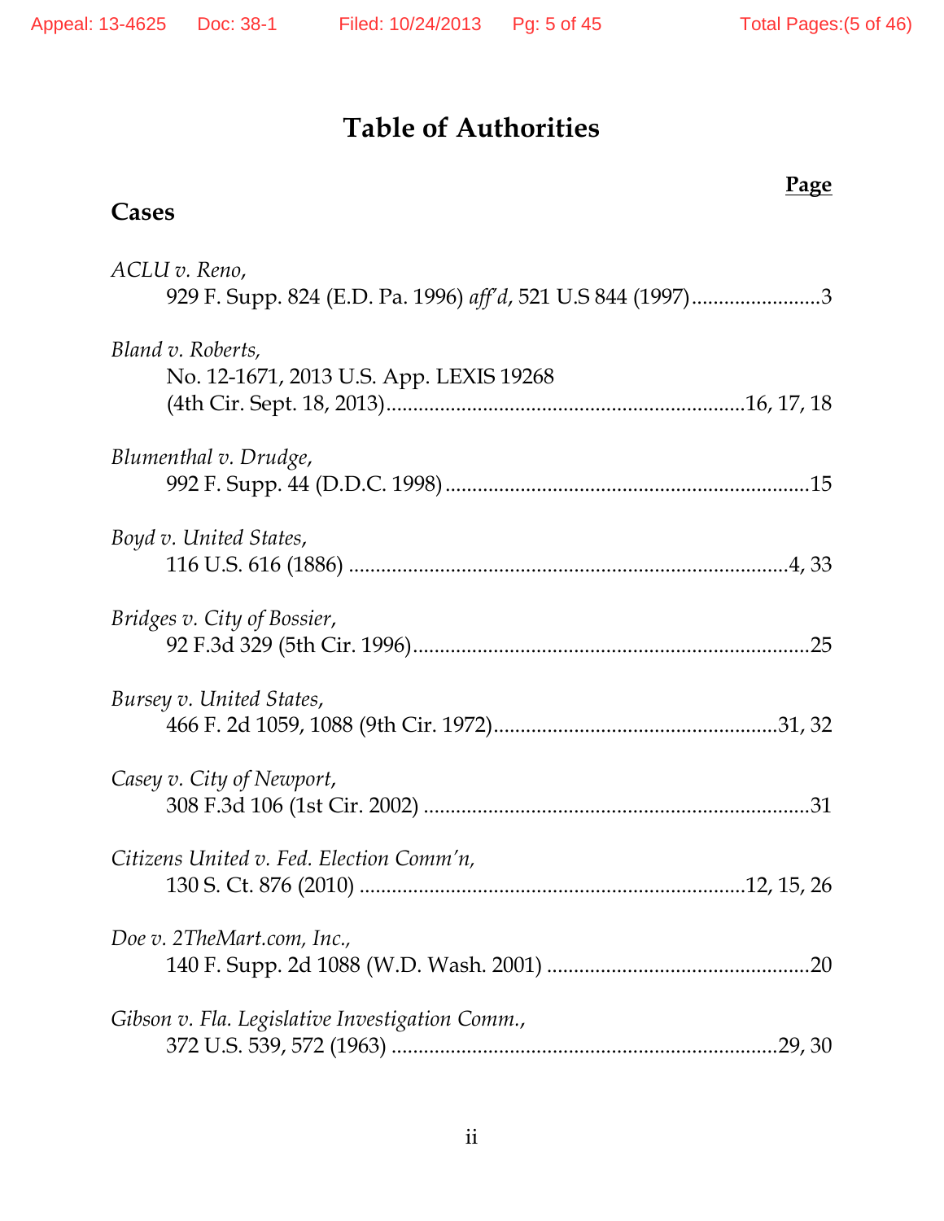# Table of Authorities

**Page**

## Cases

*ACLU v. Reno*,
929 F. Supp. 824 (E.D. Pa. 1996) *aff'd*, 521 U.S 844 (1997)........................3

*Bland v. Roberts,*
No. 12-1671, 2013 U.S. App. LEXIS 19268
(4th Cir. Sept. 18, 2013)..................................................................16, 17, 18

*Blumenthal v. Drudge*,
992 F. Supp. 44 (D.D.C. 1998)....................................................................15

*Boyd v. United States*,
116 U.S. 616 (1886) ..................................................................................4, 33

*Bridges v. City of Bossier*,
92 F.3d 329 (5th Cir. 1996)..........................................................................25

*Bursey v. United States*,
466 F. 2d 1059, 1088 (9th Cir. 1972).....................................................31, 32

*Casey v. City of Newport*,
308 F.3d 106 (1st Cir. 2002) .......................................................................31

*Citizens United v. Fed. Election Comm'n*,
130 S. Ct. 876 (2010) ......................................................................12, 15, 26

*Doe v. 2TheMart.com, Inc.*,
140 F. Supp. 2d 1088 (W.D. Wash. 2001) .................................................20

*Gibson v. Fla. Legislative Investigation Comm.*,
372 U.S. 539, 572 (1963) .......................................................................29, 30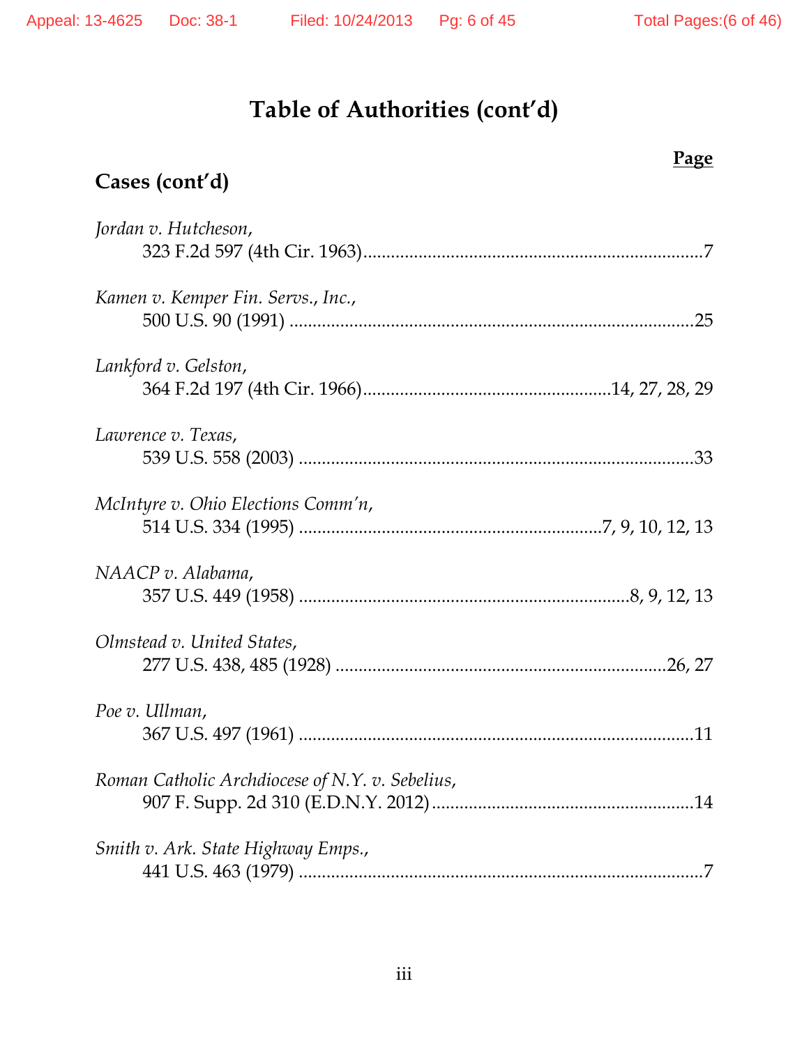# Table of Authorities (cont'd)

**Page**

## Cases (cont'd)

*Jordan v. Hutcheson*,
323 F.2d 597 (4th Cir. 1963)........................................................................7

*Kamen v. Kemper Fin. Servs., Inc.*,
500 U.S. 90 (1991) ....................................................................................25

*Lankford v. Gelston*,
364 F.2d 197 (4th Cir. 1966).....................................................14, 27, 28, 29

*Lawrence v. Texas*,
539 U.S. 558 (2003) ..................................................................................33

*McIntyre v. Ohio Elections Comm'n*,
514 U.S. 334 (1995) .................................................................7, 9, 10, 12, 13

*NAACP v. Alabama*,
357 U.S. 449 (1958) ......................................................................8, 9, 12, 13

*Olmstead v. United States*,
277 U.S. 438, 485 (1928) .......................................................................26, 27

*Poe v. Ullman*,
367 U.S. 497 (1961) ....................................................................................11

*Roman Catholic Archdiocese of N.Y. v. Sebelius*,
907 F. Supp. 2d 310 (E.D.N.Y. 2012).......................................................14

*Smith v. Ark. State Highway Emps.*,
441 U.S. 463 (1979) ......................................................................................7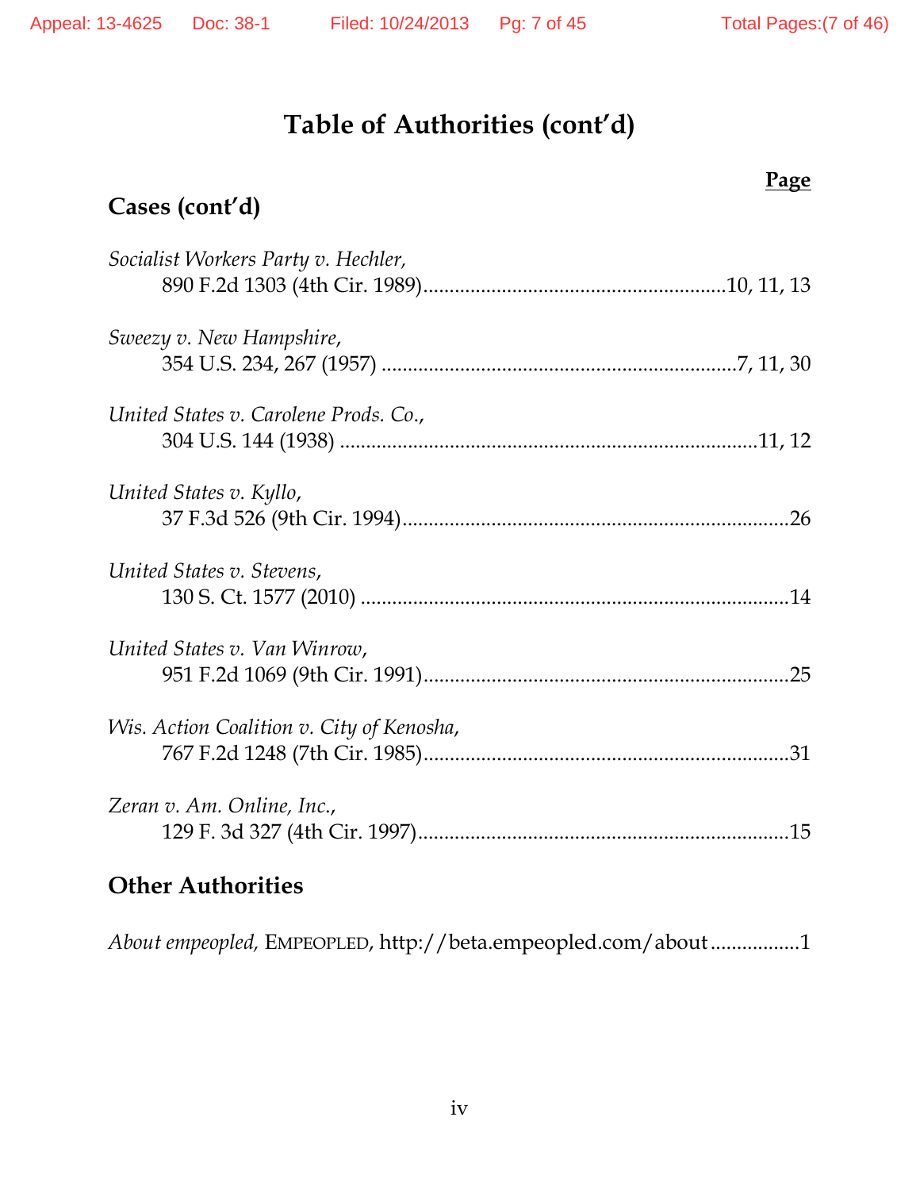# Table of Authorities (cont'd)

**Page**

## Cases (cont'd)

*Socialist Workers Party v. Hechler*,
890 F.2d 1303 (4th Cir. 1989)........................................................10, 11, 13

*Sweezy v. New Hampshire*,
354 U.S. 234, 267 (1957) ..................................................................7, 11, 30

*United States v. Carolene Prods. Co.*,
304 U.S. 144 (1938) ..............................................................................11, 12

*United States v. Kyllo*,
37 F.3d 526 (9th Cir. 1994)........................................................................26

*United States v. Stevens*,
130 S. Ct. 1577 (2010) ................................................................................14

*United States v. Van Winrow*,
951 F.2d 1069 (9th Cir. 1991)....................................................................25

*Wis. Action Coalition v. City of Kenosha*,
767 F.2d 1248 (7th Cir. 1985)....................................................................31

*Zeran v. Am. Online, Inc.*,
129 F. 3d 327 (4th Cir. 1997)....................................................................15

## Other Authorities

*About empeopled,* EMPEOPLED, http://beta.empeopled.com/about................1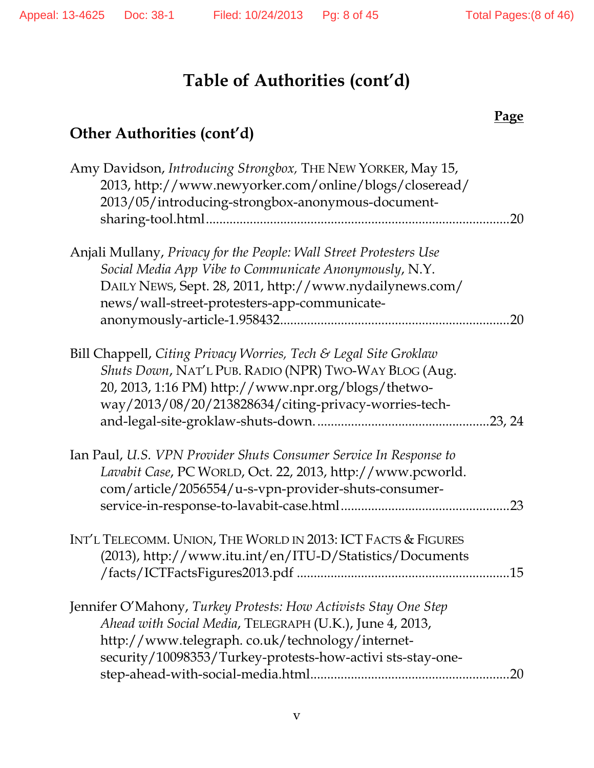# Table of Authorities (cont'd)

**Page**

## Other Authorities (cont'd)

Amy Davidson, *Introducing Strongbox,* THE NEW YORKER, May 15, 2013, http://www.newyorker.com/online/blogs/closeread/2013/05/introducing-strongbox-anonymous-document-sharing-tool.html ........................................................................................20

Anjali Mullany, *Privacy for the People: Wall Street Protesters Use Social Media App Vibe to Communicate Anonymously*, N.Y. DAILY NEWS, Sept. 28, 2011, http://www.nydailynews.com/news/wall-street-protesters-app-communicate-anonymously-article-1.958432...................................................................20

Bill Chappell, *Citing Privacy Worries, Tech & Legal Site Groklaw Shuts Down*, NAT'L PUB. RADIO (NPR) TWO-WAY BLOG (Aug. 20, 2013, 1:16 PM) http://www.npr.org/blogs/thetwo-way/2013/08/20/213828634/citing-privacy-worries-tech-and-legal-site-groklaw-shuts-down. ..................................................23, 24

Ian Paul, *U.S. VPN Provider Shuts Consumer Service In Response to Lavabit Case*, PC WORLD, Oct. 22, 2013, http://www.pcworld.com/article/2056554/u-s-vpn-provider-shuts-consumer-service-in-response-to-lavabit-case.html.................................................23

INT'L TELECOMM. UNION, THE WORLD IN 2013: ICT FACTS & FIGURES (2013), http://www.itu.int/en/ITU-D/Statistics/Documents/facts/ICTFactsFigures2013.pdf ..............................................................15

Jennifer O'Mahony, *Turkey Protests: How Activists Stay One Step Ahead with Social Media*, TELEGRAPH (U.K.), June 4, 2013, http://www.telegraph. co.uk/technology/internet-security/10098353/Turkey-protests-how-activi sts-stay-one-step-ahead-with-social-media.html..........................................................20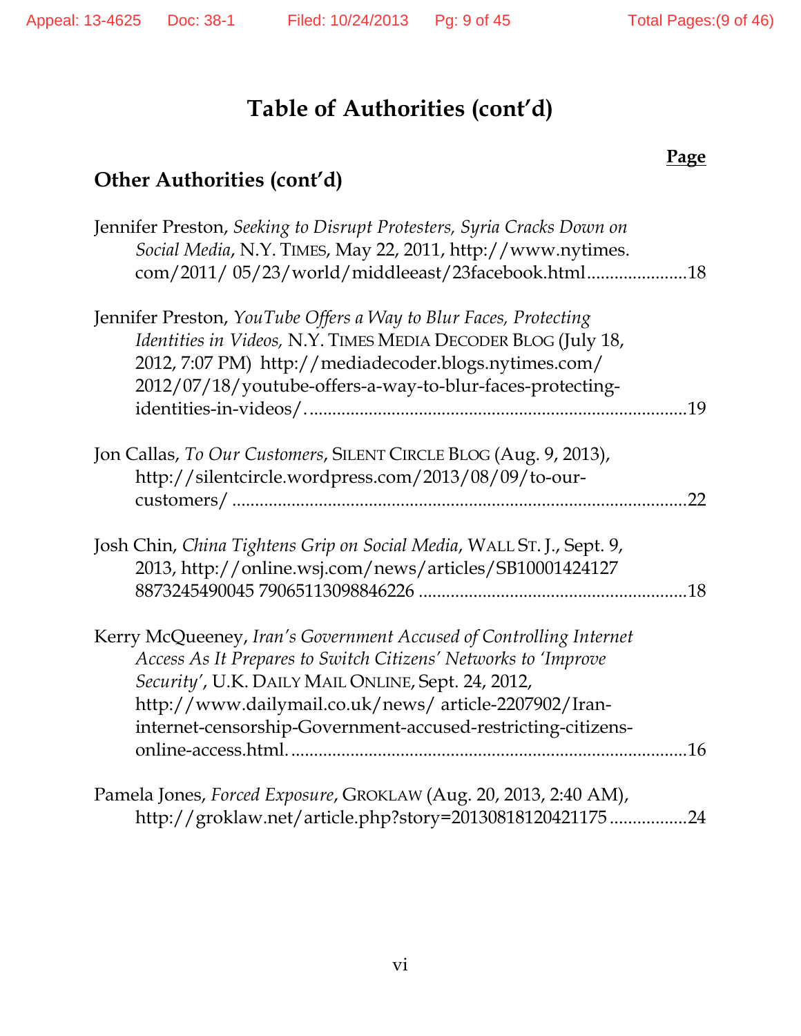# Table of Authorities (cont'd)

**Page**

## Other Authorities (cont'd)

Jennifer Preston, *Seeking to Disrupt Protesters, Syria Cracks Down on Social Media*, N.Y. TIMES, May 22, 2011, http://www.nytimes.com/2011/ 05/23/world/middleeast/23facebook.html......................18

Jennifer Preston, *YouTube Offers a Way to Blur Faces, Protecting Identities in Videos,* N.Y. TIMES MEDIA DECODER BLOG (July 18, 2012, 7:07 PM) http://mediadecoder.blogs.nytimes.com/ 2012/07/18/youtube-offers-a-way-to-blur-faces-protecting-identities-in-videos/....................................................................................19

Jon Callas, *To Our Customers*, SILENT CIRCLE BLOG (Aug. 9, 2013), http://silentcircle.wordpress.com/2013/08/09/to-our-customers/ ....................................................................................................22

Josh Chin, *China Tightens Grip on Social Media*, WALL ST. J., Sept. 9, 2013, http://online.wsj.com/news/articles/SB10001424127 8873245490045 79065113098846226 ..........................................................18

Kerry McQueeney, *Iran's Government Accused of Controlling Internet Access As It Prepares to Switch Citizens' Networks to 'Improve Security'*, U.K. DAILY MAIL ONLINE, Sept. 24, 2012, http://www.dailymail.co.uk/news/ article-2207902/Iran-internet-censorship-Government-accused-restricting-citizens-online-access.html.......................................................................................16

Pamela Jones, *Forced Exposure*, GROKLAW (Aug. 20, 2013, 2:40 AM), http://groklaw.net/article.php?story=20130818120421175 .................24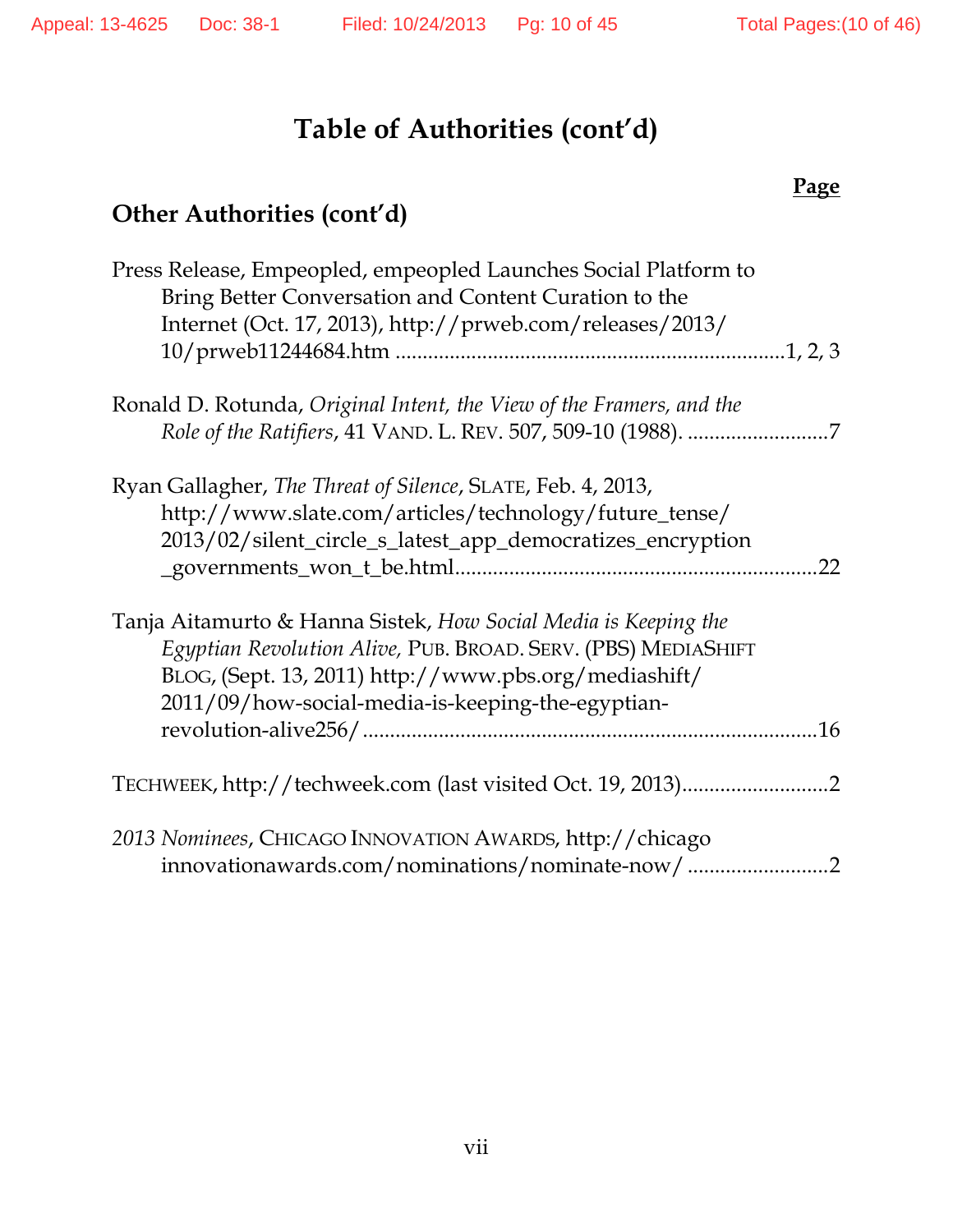# Table of Authorities (cont'd)

**Page**

## Other Authorities (cont'd)

Press Release, Empeopled, empeopled Launches Social Platform to Bring Better Conversation and Content Curation to the Internet (Oct. 17, 2013), http://prweb.com/releases/2013/10/prweb11244684.htm ........................................................................1, 2, 3

Ronald D. Rotunda, *Original Intent, the View of the Framers, and the Role of the Ratifiers*, 41 VAND. L. REV. 507, 509-10 (1988). ..........................7

Ryan Gallagher, *The Threat of Silence*, SLATE, Feb. 4, 2013, http://www.slate.com/articles/technology/future_tense/2013/02/silent_circle_s_latest_app_democratizes_encryption_governments_won_t_be.html..................................................................22

Tanja Aitamurto & Hanna Sistek, *How Social Media is Keeping the Egyptian Revolution Alive,* PUB. BROAD. SERV. (PBS) MEDIASHIFT BLOG, (Sept. 13, 2011) http://www.pbs.org/mediashift/2011/09/how-social-media-is-keeping-the-egyptian-revolution-alive256/ ...................................................................................16

TECHWEEK, http://techweek.com (last visited Oct. 19, 2013)...........................2

*2013 Nominees*, CHICAGO INNOVATION AWARDS, http://chicagoinnovationawards.com/nominations/nominate-now/ ..........................2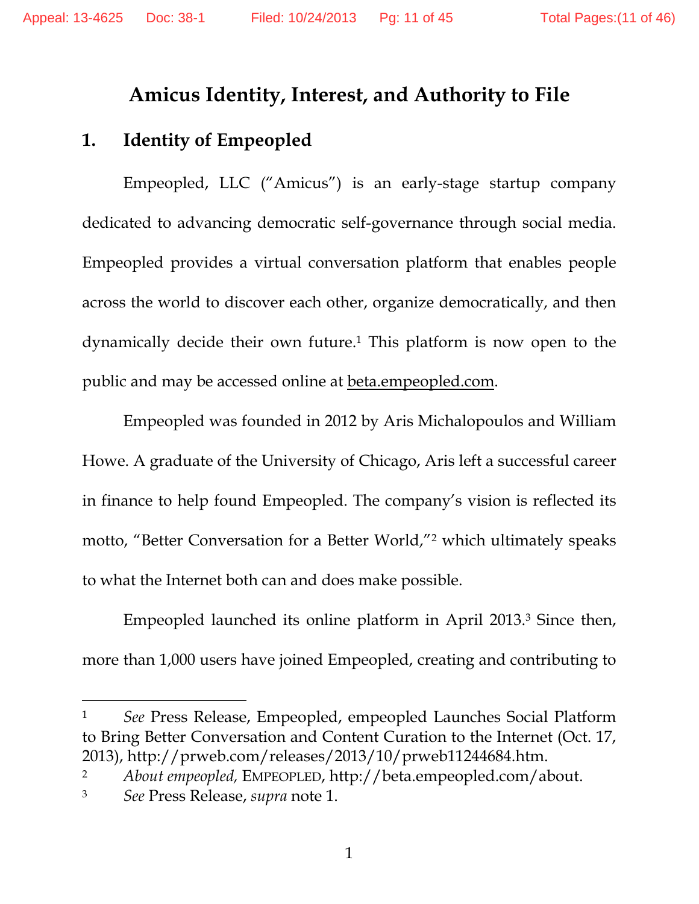# Amicus Identity, Interest, and Authority to File

## 1. Identity of Empeopled

Empeopled, LLC ("Amicus") is an early-stage startup company dedicated to advancing democratic self-governance through social media. Empeopled provides a virtual conversation platform that enables people across the world to discover each other, organize democratically, and then dynamically decide their own future.[1] This platform is now open to the public and may be accessed online at beta.empeopled.com.

Empeopled was founded in 2012 by Aris Michalopoulos and William Howe. A graduate of the University of Chicago, Aris left a successful career in finance to help found Empeopled. The company's vision is reflected its motto, "Better Conversation for a Better World,"[2] which ultimately speaks to what the Internet both can and does make possible.

Empeopled launched its online platform in April 2013.[3] Since then, more than 1,000 users have joined Empeopled, creating and contributing to

---

[1] *See* Press Release, Empeopled, empeopled Launches Social Platform to Bring Better Conversation and Content Curation to the Internet (Oct. 17, 2013), http://prweb.com/releases/2013/10/prweb11244684.htm.

[2] *About empeopled,* EMPEOPLED, http://beta.empeopled.com/about.

[3] *See* Press Release, *supra* note 1.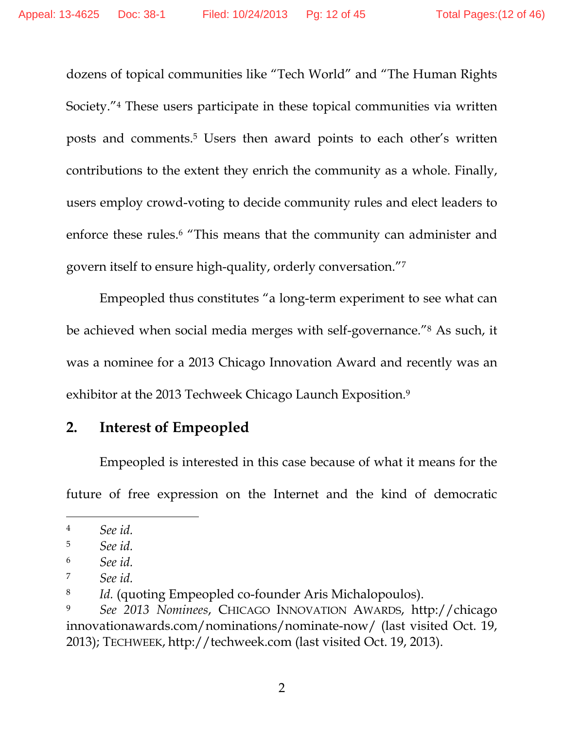dozens of topical communities like "Tech World" and "The Human Rights Society."[4] These users participate in these topical communities via written posts and comments.[5] Users then award points to each other's written contributions to the extent they enrich the community as a whole. Finally, users employ crowd-voting to decide community rules and elect leaders to enforce these rules.[6] "This means that the community can administer and govern itself to ensure high-quality, orderly conversation."[7]

Empeopled thus constitutes "a long-term experiment to see what can be achieved when social media merges with self-governance."[8] As such, it was a nominee for a 2013 Chicago Innovation Award and recently was an exhibitor at the 2013 Techweek Chicago Launch Exposition.[9]

## 2. Interest of Empeopled

Empeopled is interested in this case because of what it means for the future of free expression on the Internet and the kind of democratic

---

[4] *See id.*

[5] *See id.*

[6] *See id.*

[7] *See id.*

[8] *Id.* (quoting Empeopled co-founder Aris Michalopoulos).

[9] *See 2013 Nominees*, CHICAGO INNOVATION AWARDS, http://chicagoinnovationawards.com/nominations/nominate-now/ (last visited Oct. 19, 2013); TECHWEEK, http://techweek.com (last visited Oct. 19, 2013).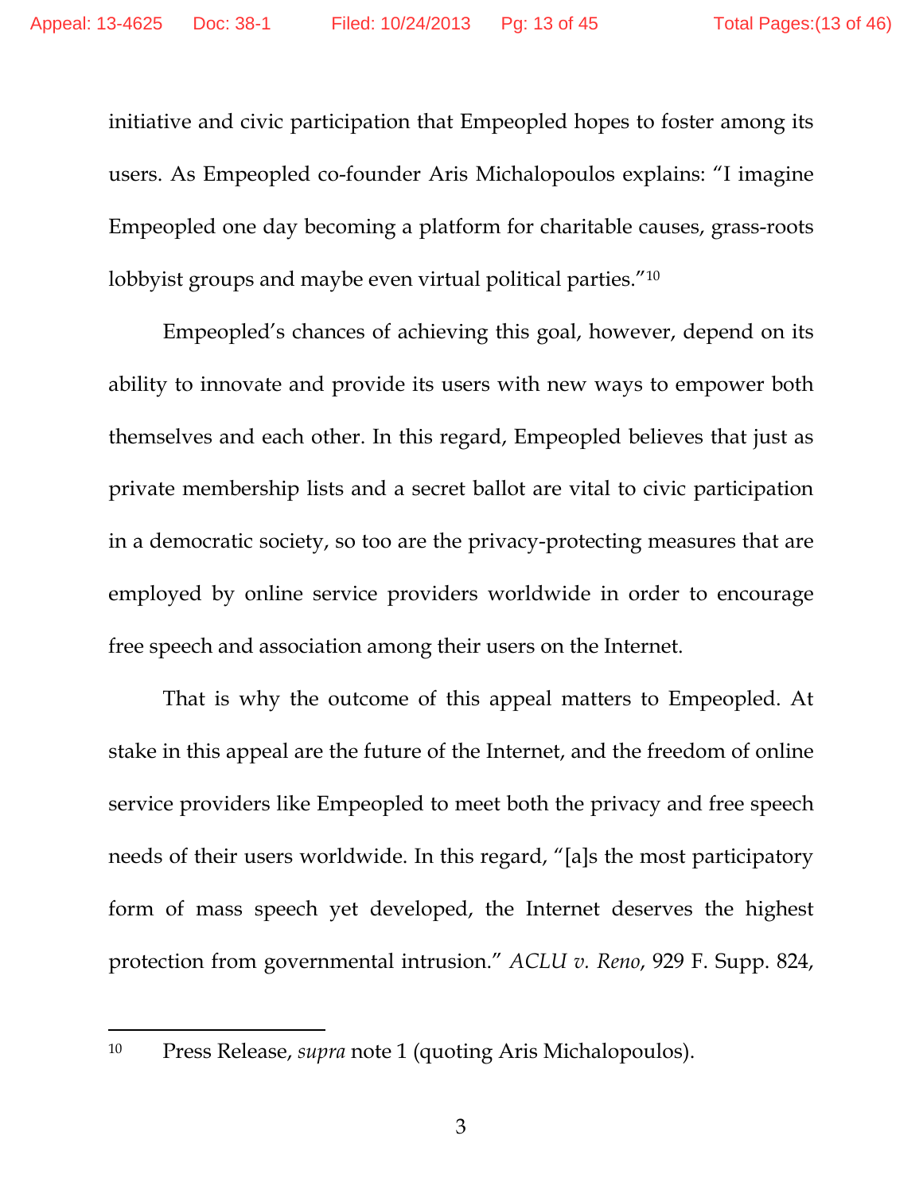initiative and civic participation that Empeopled hopes to foster among its users. As Empeopled co-founder Aris Michalopoulos explains: "I imagine Empeopled one day becoming a platform for charitable causes, grass-roots lobbyist groups and maybe even virtual political parties."[10]

Empeopled's chances of achieving this goal, however, depend on its ability to innovate and provide its users with new ways to empower both themselves and each other. In this regard, Empeopled believes that just as private membership lists and a secret ballot are vital to civic participation in a democratic society, so too are the privacy-protecting measures that are employed by online service providers worldwide in order to encourage free speech and association among their users on the Internet.

That is why the outcome of this appeal matters to Empeopled. At stake in this appeal are the future of the Internet, and the freedom of online service providers like Empeopled to meet both the privacy and free speech needs of their users worldwide. In this regard, "[a]s the most participatory form of mass speech yet developed, the Internet deserves the highest protection from governmental intrusion." *ACLU v. Reno*, 929 F. Supp. 824,

---

[10] Press Release, *supra* note 1 (quoting Aris Michalopoulos).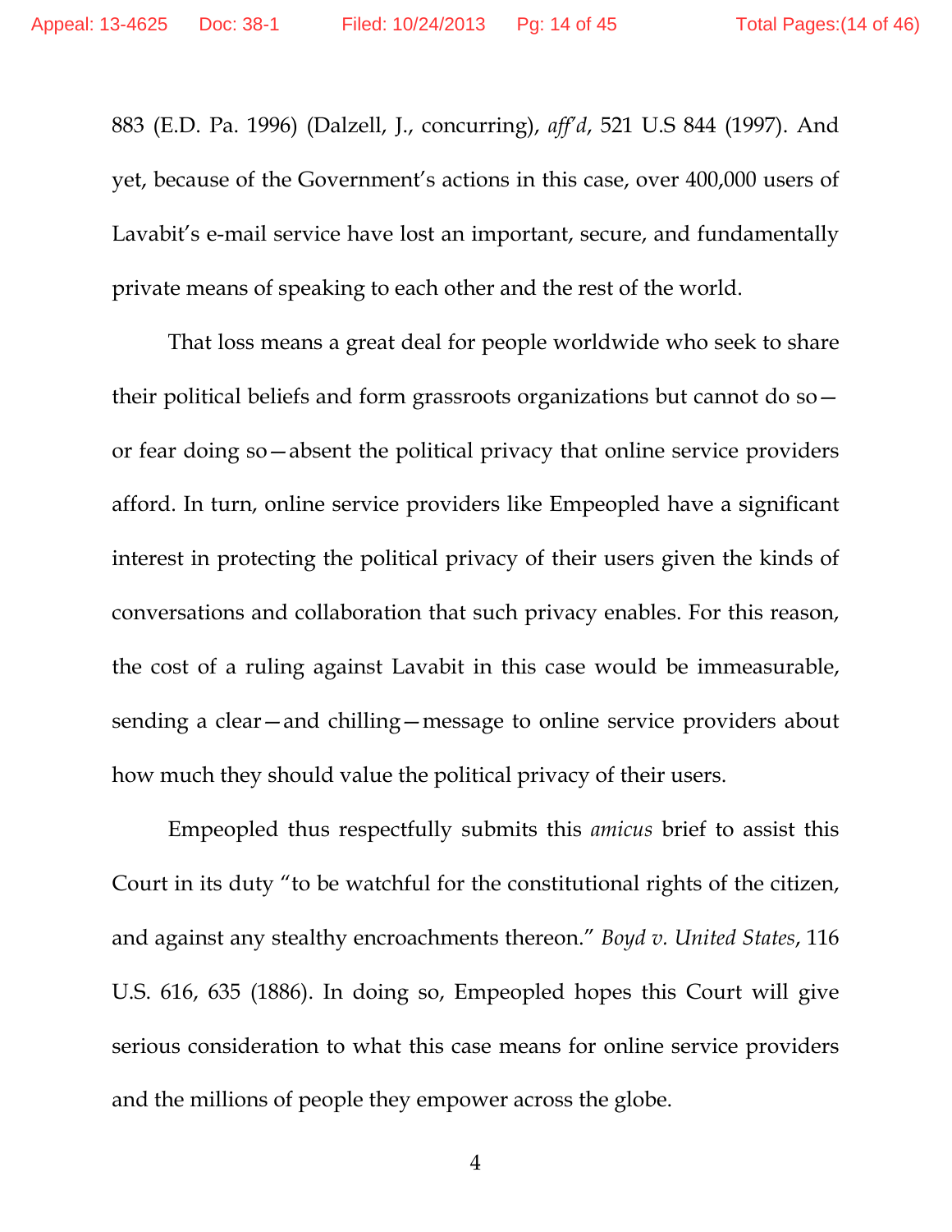883 (E.D. Pa. 1996) (Dalzell, J., concurring), *aff'd*, 521 U.S 844 (1997). And yet, because of the Government's actions in this case, over 400,000 users of Lavabit's e-mail service have lost an important, secure, and fundamentally private means of speaking to each other and the rest of the world.

That loss means a great deal for people worldwide who seek to share their political beliefs and form grassroots organizations but cannot do so—or fear doing so—absent the political privacy that online service providers afford. In turn, online service providers like Empeopled have a significant interest in protecting the political privacy of their users given the kinds of conversations and collaboration that such privacy enables. For this reason, the cost of a ruling against Lavabit in this case would be immeasurable, sending a clear—and chilling—message to online service providers about how much they should value the political privacy of their users.

Empeopled thus respectfully submits this *amicus* brief to assist this Court in its duty "to be watchful for the constitutional rights of the citizen, and against any stealthy encroachments thereon." *Boyd v. United States*, 116 U.S. 616, 635 (1886). In doing so, Empeopled hopes this Court will give serious consideration to what this case means for online service providers and the millions of people they empower across the globe.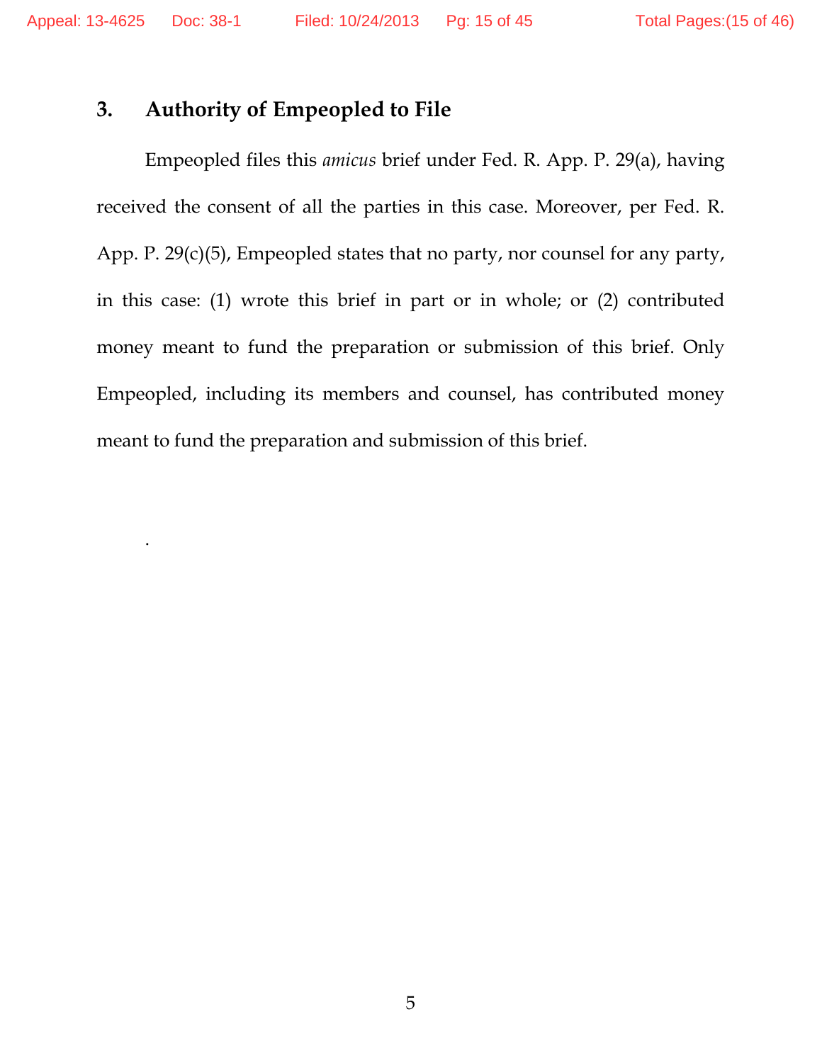### 3. Authority of Empeopled to File

Empeopled files this *amicus* brief under Fed. R. App. P. 29(a), having received the consent of all the parties in this case. Moreover, per Fed. R. App. P. 29(c)(5), Empeopled states that no party, nor counsel for any party, in this case: (1) wrote this brief in part or in whole; or (2) contributed money meant to fund the preparation or submission of this brief. Only Empeopled, including its members and counsel, has contributed money meant to fund the preparation and submission of this brief.

.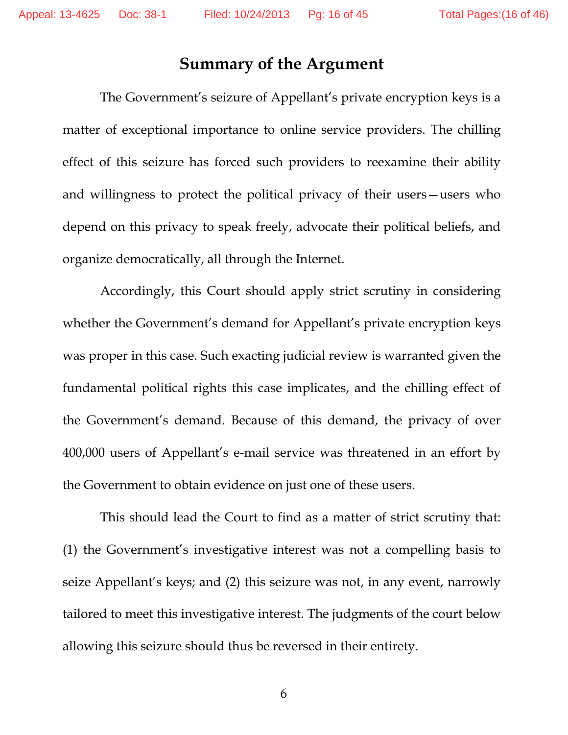# Summary of the Argument

The Government's seizure of Appellant's private encryption keys is a matter of exceptional importance to online service providers. The chilling effect of this seizure has forced such providers to reexamine their ability and willingness to protect the political privacy of their users—users who depend on this privacy to speak freely, advocate their political beliefs, and organize democratically, all through the Internet.

Accordingly, this Court should apply strict scrutiny in considering whether the Government's demand for Appellant's private encryption keys was proper in this case. Such exacting judicial review is warranted given the fundamental political rights this case implicates, and the chilling effect of the Government's demand. Because of this demand, the privacy of over 400,000 users of Appellant's e-mail service was threatened in an effort by the Government to obtain evidence on just one of these users.

This should lead the Court to find as a matter of strict scrutiny that: (1) the Government's investigative interest was not a compelling basis to seize Appellant's keys; and (2) this seizure was not, in any event, narrowly tailored to meet this investigative interest. The judgments of the court below allowing this seizure should thus be reversed in their entirety.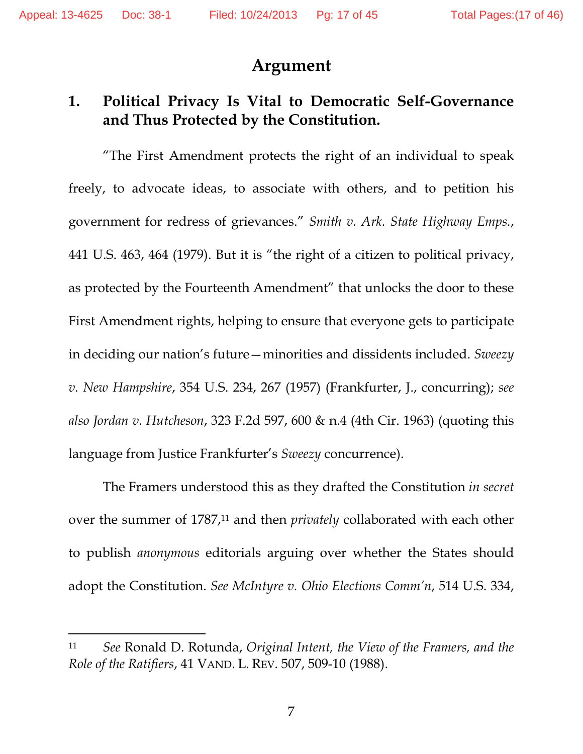# Argument

## 1. Political Privacy Is Vital to Democratic Self-Governance and Thus Protected by the Constitution.

"The First Amendment protects the right of an individual to speak freely, to advocate ideas, to associate with others, and to petition his government for redress of grievances." *Smith v. Ark. State Highway Emps.*, 441 U.S. 463, 464 (1979). But it is "the right of a citizen to political privacy, as protected by the Fourteenth Amendment" that unlocks the door to these First Amendment rights, helping to ensure that everyone gets to participate in deciding our nation's future—minorities and dissidents included. *Sweezy v. New Hampshire*, 354 U.S. 234, 267 (1957) (Frankfurter, J., concurring); *see also Jordan v. Hutcheson*, 323 F.2d 597, 600 & n.4 (4th Cir. 1963) (quoting this language from Justice Frankfurter's *Sweezy* concurrence).

The Framers understood this as they drafted the Constitution *in secret* over the summer of 1787,[11] and then *privately* collaborated with each other to publish *anonymous* editorials arguing over whether the States should adopt the Constitution. *See McIntyre v. Ohio Elections Comm'n*, 514 U.S. 334,

---

[11] *See* Ronald D. Rotunda, *Original Intent, the View of the Framers, and the Role of the Ratifiers*, 41 VAND. L. REV. 507, 509-10 (1988).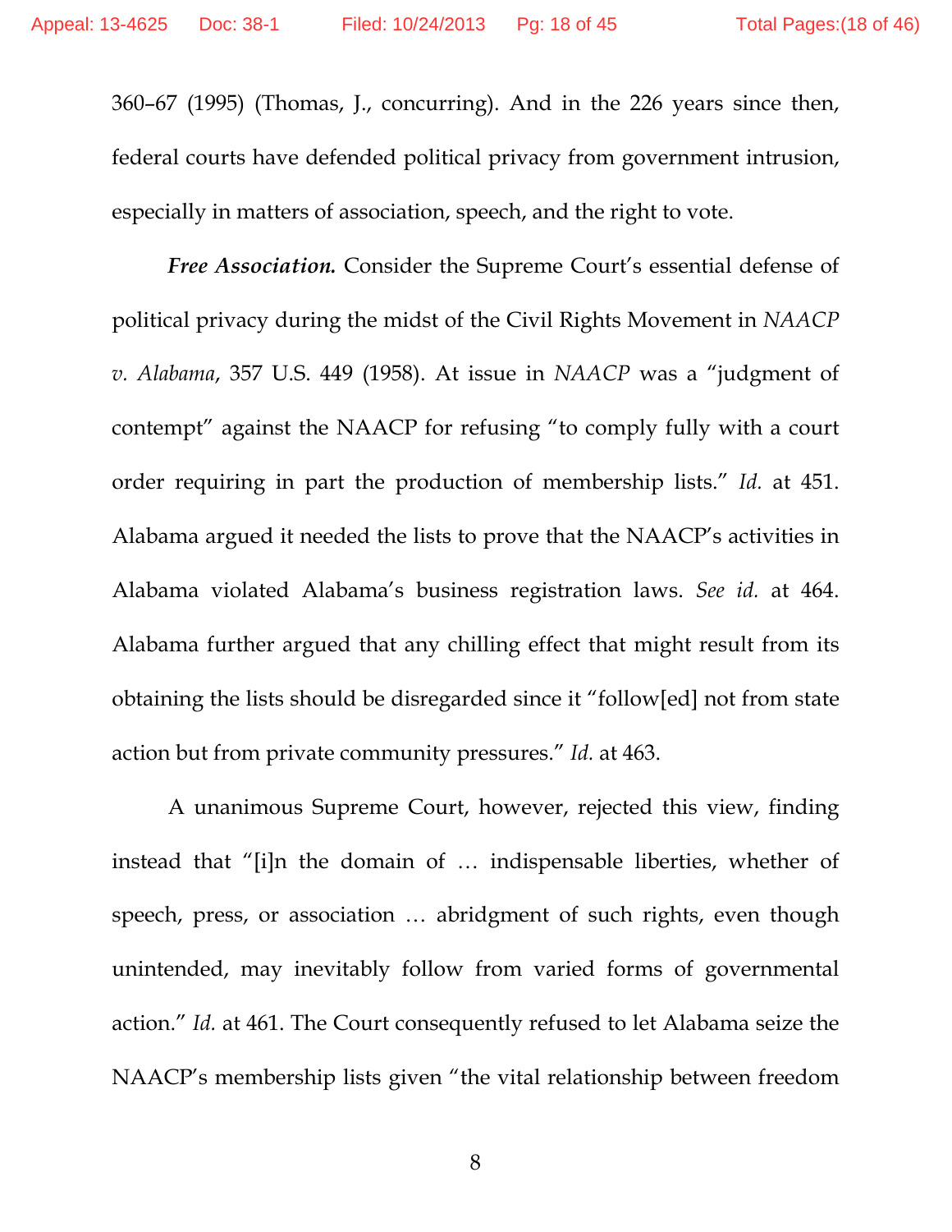360–67 (1995) (Thomas, J., concurring). And in the 226 years since then, federal courts have defended political privacy from government intrusion, especially in matters of association, speech, and the right to vote.

***Free Association.*** Consider the Supreme Court's essential defense of political privacy during the midst of the Civil Rights Movement in *NAACP v. Alabama*, 357 U.S. 449 (1958). At issue in *NAACP* was a "judgment of contempt" against the NAACP for refusing "to comply fully with a court order requiring in part the production of membership lists." *Id.* at 451. Alabama argued it needed the lists to prove that the NAACP's activities in Alabama violated Alabama's business registration laws. *See id.* at 464. Alabama further argued that any chilling effect that might result from its obtaining the lists should be disregarded since it "follow[ed] not from state action but from private community pressures." *Id.* at 463.

A unanimous Supreme Court, however, rejected this view, finding instead that "[i]n the domain of … indispensable liberties, whether of speech, press, or association … abridgment of such rights, even though unintended, may inevitably follow from varied forms of governmental action." *Id.* at 461. The Court consequently refused to let Alabama seize the NAACP's membership lists given "the vital relationship between freedom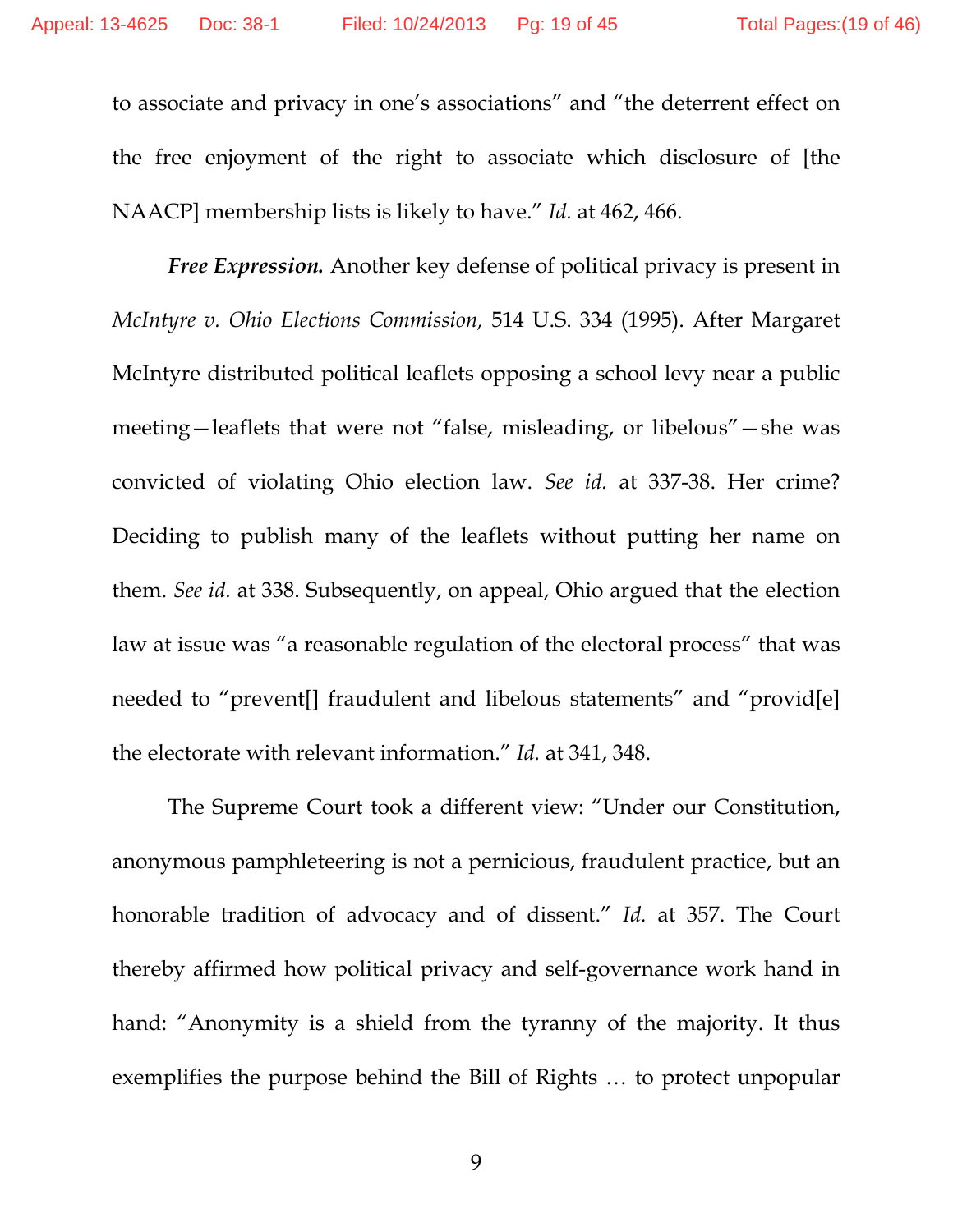to associate and privacy in one's associations" and "the deterrent effect on the free enjoyment of the right to associate which disclosure of [the NAACP] membership lists is likely to have." *Id.* at 462, 466.

***Free Expression.*** Another key defense of political privacy is present in *McIntyre v. Ohio Elections Commission,* 514 U.S. 334 (1995). After Margaret McIntyre distributed political leaflets opposing a school levy near a public meeting—leaflets that were not "false, misleading, or libelous"—she was convicted of violating Ohio election law. *See id.* at 337-38. Her crime? Deciding to publish many of the leaflets without putting her name on them. *See id.* at 338. Subsequently, on appeal, Ohio argued that the election law at issue was "a reasonable regulation of the electoral process" that was needed to "prevent[] fraudulent and libelous statements" and "provid[e] the electorate with relevant information." *Id.* at 341, 348.

The Supreme Court took a different view: "Under our Constitution, anonymous pamphleteering is not a pernicious, fraudulent practice, but an honorable tradition of advocacy and of dissent." *Id.* at 357. The Court thereby affirmed how political privacy and self-governance work hand in hand: "Anonymity is a shield from the tyranny of the majority. It thus exemplifies the purpose behind the Bill of Rights … to protect unpopular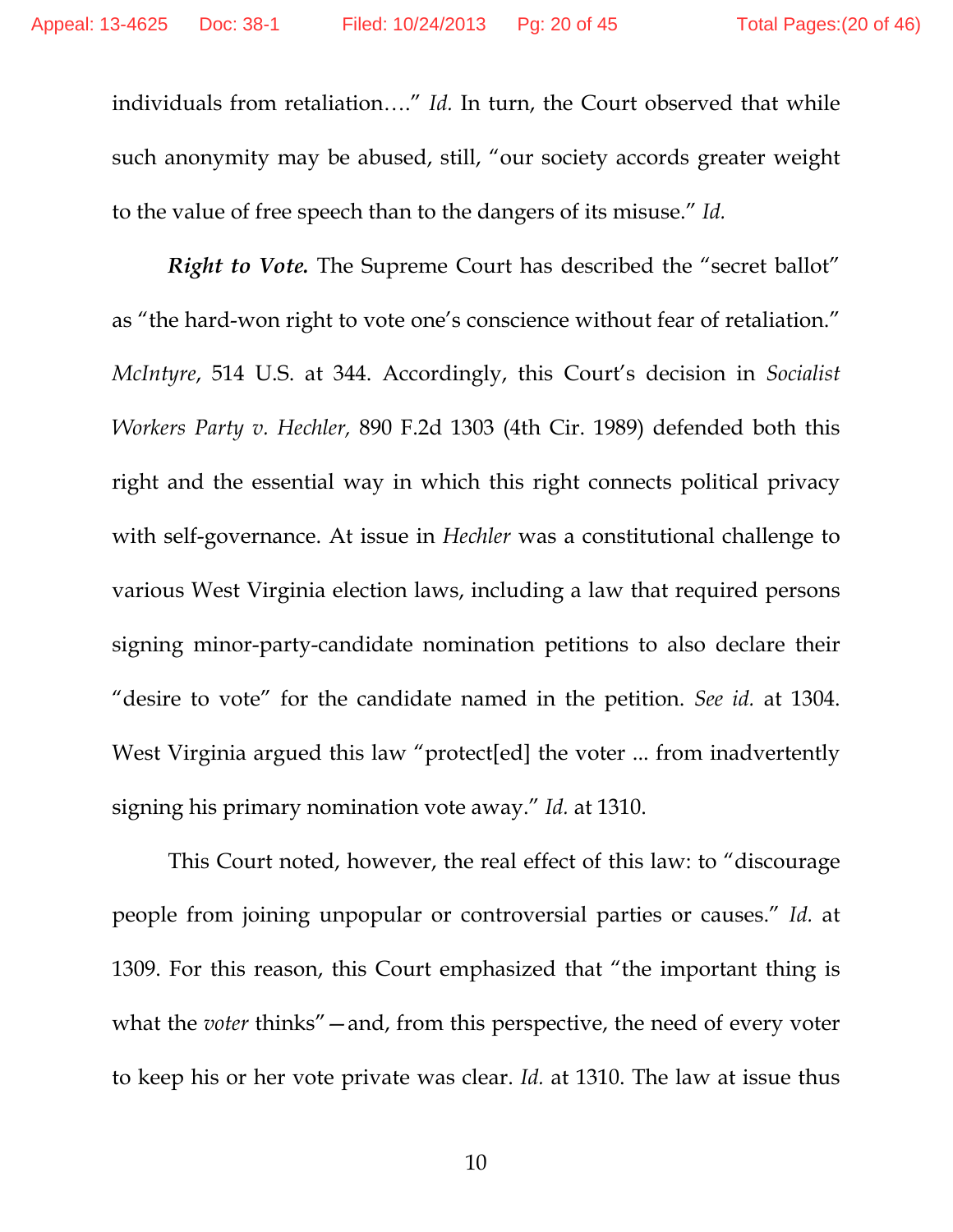individuals from retaliation…." *Id.* In turn, the Court observed that while such anonymity may be abused, still, "our society accords greater weight to the value of free speech than to the dangers of its misuse." *Id.*

***Right to Vote.*** The Supreme Court has described the "secret ballot" as "the hard-won right to vote one's conscience without fear of retaliation." *McIntyre*, 514 U.S. at 344. Accordingly, this Court's decision in *Socialist Workers Party v. Hechler,* 890 F.2d 1303 (4th Cir. 1989) defended both this right and the essential way in which this right connects political privacy with self-governance. At issue in *Hechler* was a constitutional challenge to various West Virginia election laws, including a law that required persons signing minor-party-candidate nomination petitions to also declare their "desire to vote" for the candidate named in the petition. *See id.* at 1304. West Virginia argued this law "protect[ed] the voter ... from inadvertently signing his primary nomination vote away." *Id.* at 1310.

This Court noted, however, the real effect of this law: to "discourage people from joining unpopular or controversial parties or causes." *Id.* at 1309. For this reason, this Court emphasized that "the important thing is what the *voter* thinks"—and, from this perspective, the need of every voter to keep his or her vote private was clear. *Id.* at 1310. The law at issue thus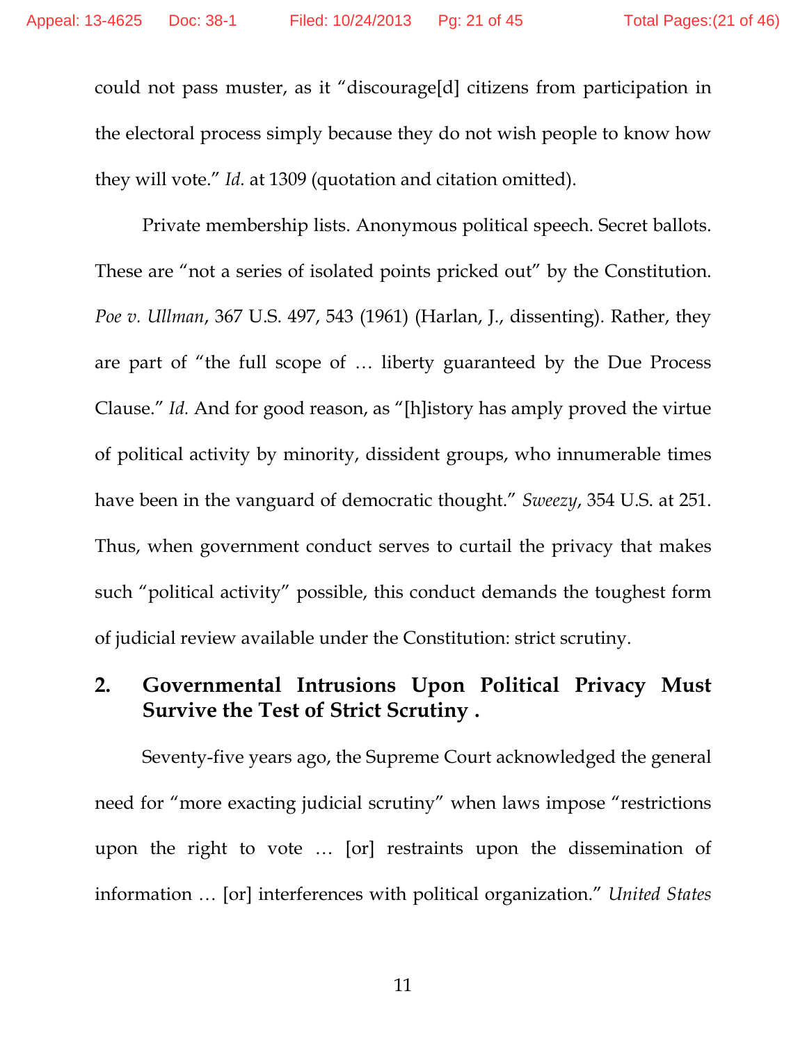could not pass muster, as it "discourage[d] citizens from participation in the electoral process simply because they do not wish people to know how they will vote." *Id.* at 1309 (quotation and citation omitted).

Private membership lists. Anonymous political speech. Secret ballots. These are "not a series of isolated points pricked out" by the Constitution. *Poe v. Ullman*, 367 U.S. 497, 543 (1961) (Harlan, J., dissenting). Rather, they are part of "the full scope of … liberty guaranteed by the Due Process Clause." *Id.* And for good reason, as "[h]istory has amply proved the virtue of political activity by minority, dissident groups, who innumerable times have been in the vanguard of democratic thought." *Sweezy*, 354 U.S. at 251. Thus, when government conduct serves to curtail the privacy that makes such "political activity" possible, this conduct demands the toughest form of judicial review available under the Constitution: strict scrutiny.

## 2. Governmental Intrusions Upon Political Privacy Must Survive the Test of Strict Scrutiny .

Seventy-five years ago, the Supreme Court acknowledged the general need for "more exacting judicial scrutiny" when laws impose "restrictions upon the right to vote … [or] restraints upon the dissemination of information … [or] interferences with political organization." *United States*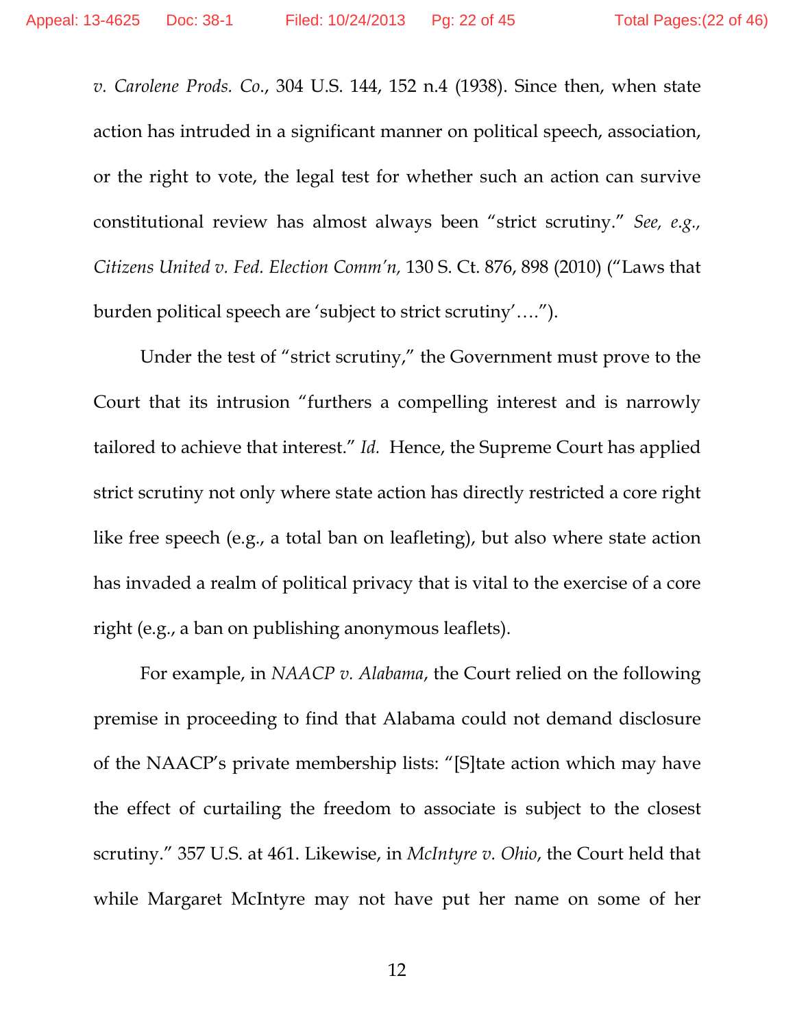*v. Carolene Prods. Co.*, 304 U.S. 144, 152 n.4 (1938). Since then, when state action has intruded in a significant manner on political speech, association, or the right to vote, the legal test for whether such an action can survive constitutional review has almost always been "strict scrutiny." *See, e.g., Citizens United v. Fed. Election Comm'n,* 130 S. Ct. 876, 898 (2010) ("Laws that burden political speech are 'subject to strict scrutiny'….").

Under the test of "strict scrutiny," the Government must prove to the Court that its intrusion "furthers a compelling interest and is narrowly tailored to achieve that interest." *Id.* Hence, the Supreme Court has applied strict scrutiny not only where state action has directly restricted a core right like free speech (e.g., a total ban on leafleting), but also where state action has invaded a realm of political privacy that is vital to the exercise of a core right (e.g., a ban on publishing anonymous leaflets).

For example, in *NAACP v. Alabama*, the Court relied on the following premise in proceeding to find that Alabama could not demand disclosure of the NAACP's private membership lists: "[S]tate action which may have the effect of curtailing the freedom to associate is subject to the closest scrutiny." 357 U.S. at 461. Likewise, in *McIntyre v. Ohio*, the Court held that while Margaret McIntyre may not have put her name on some of her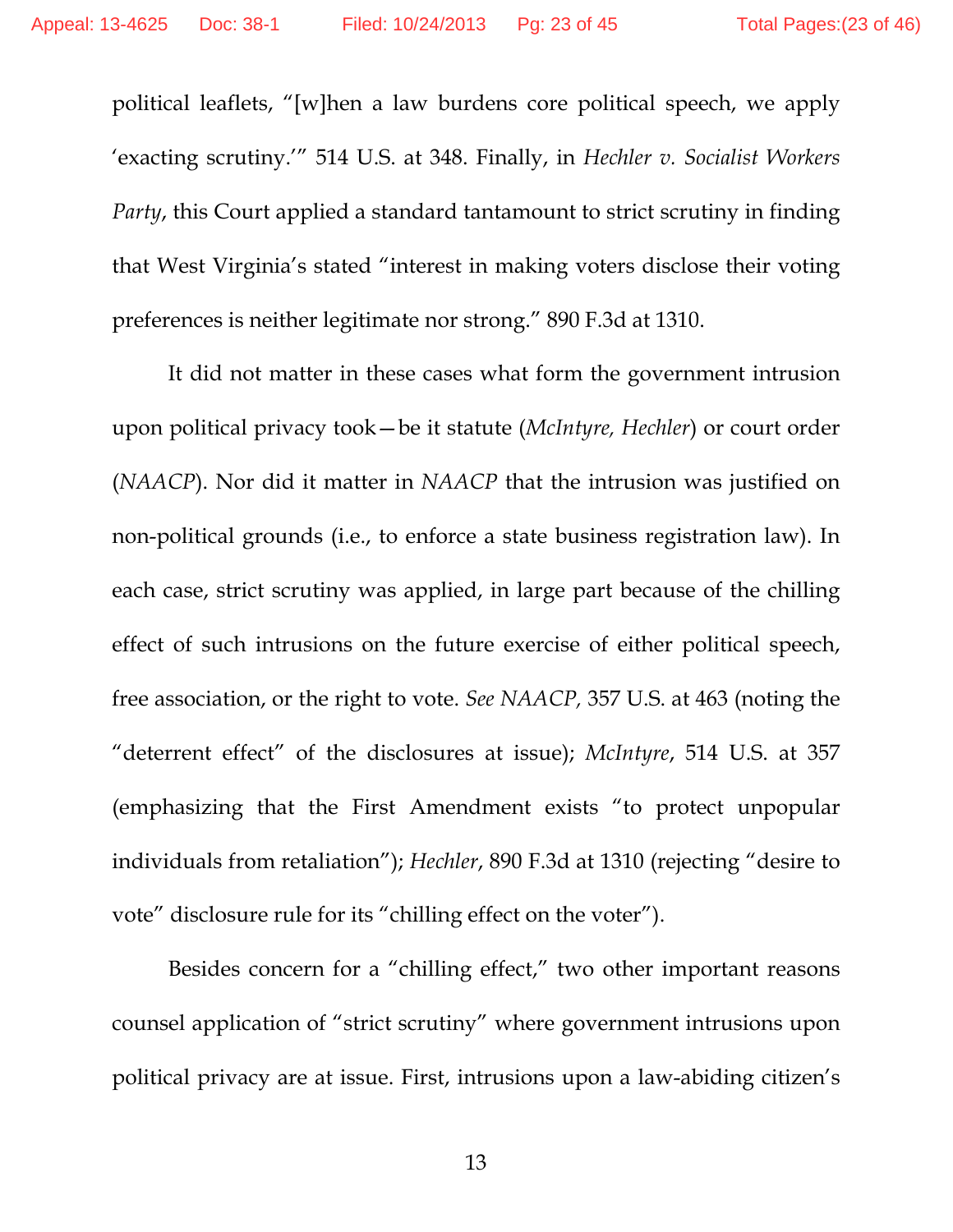political leaflets, "[w]hen a law burdens core political speech, we apply 'exacting scrutiny.'" 514 U.S. at 348. Finally, in *Hechler v. Socialist Workers Party*, this Court applied a standard tantamount to strict scrutiny in finding that West Virginia's stated "interest in making voters disclose their voting preferences is neither legitimate nor strong." 890 F.3d at 1310.

It did not matter in these cases what form the government intrusion upon political privacy took—be it statute (*McIntyre, Hechler*) or court order (*NAACP*). Nor did it matter in *NAACP* that the intrusion was justified on non-political grounds (i.e., to enforce a state business registration law). In each case, strict scrutiny was applied, in large part because of the chilling effect of such intrusions on the future exercise of either political speech, free association, or the right to vote. *See NAACP*, 357 U.S. at 463 (noting the "deterrent effect" of the disclosures at issue); *McIntyre*, 514 U.S. at 357 (emphasizing that the First Amendment exists "to protect unpopular individuals from retaliation"); *Hechler*, 890 F.3d at 1310 (rejecting "desire to vote" disclosure rule for its "chilling effect on the voter").

Besides concern for a "chilling effect," two other important reasons counsel application of "strict scrutiny" where government intrusions upon political privacy are at issue. First, intrusions upon a law-abiding citizen's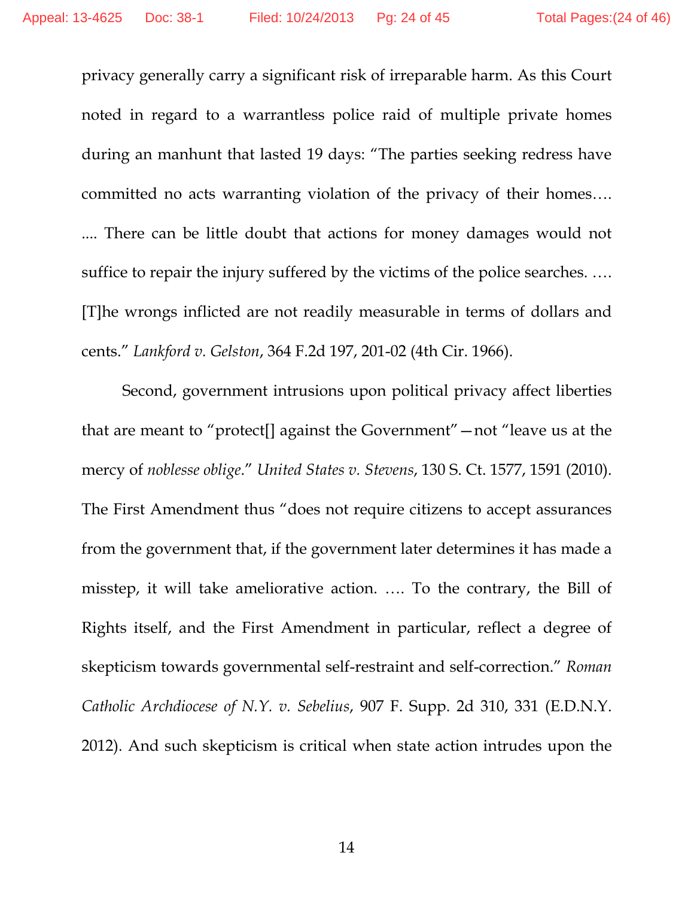privacy generally carry a significant risk of irreparable harm. As this Court noted in regard to a warrantless police raid of multiple private homes during an manhunt that lasted 19 days: "The parties seeking redress have committed no acts warranting violation of the privacy of their homes…. …. There can be little doubt that actions for money damages would not suffice to repair the injury suffered by the victims of the police searches. …. [T]he wrongs inflicted are not readily measurable in terms of dollars and cents." *Lankford v. Gelston*, 364 F.2d 197, 201-02 (4th Cir. 1966).

Second, government intrusions upon political privacy affect liberties that are meant to "protect[] against the Government"—not "leave us at the mercy of *noblesse oblige*." *United States v. Stevens*, 130 S. Ct. 1577, 1591 (2010). The First Amendment thus "does not require citizens to accept assurances from the government that, if the government later determines it has made a misstep, it will take ameliorative action. …. To the contrary, the Bill of Rights itself, and the First Amendment in particular, reflect a degree of skepticism towards governmental self-restraint and self-correction." *Roman Catholic Archdiocese of N.Y. v. Sebelius*, 907 F. Supp. 2d 310, 331 (E.D.N.Y. 2012). And such skepticism is critical when state action intrudes upon the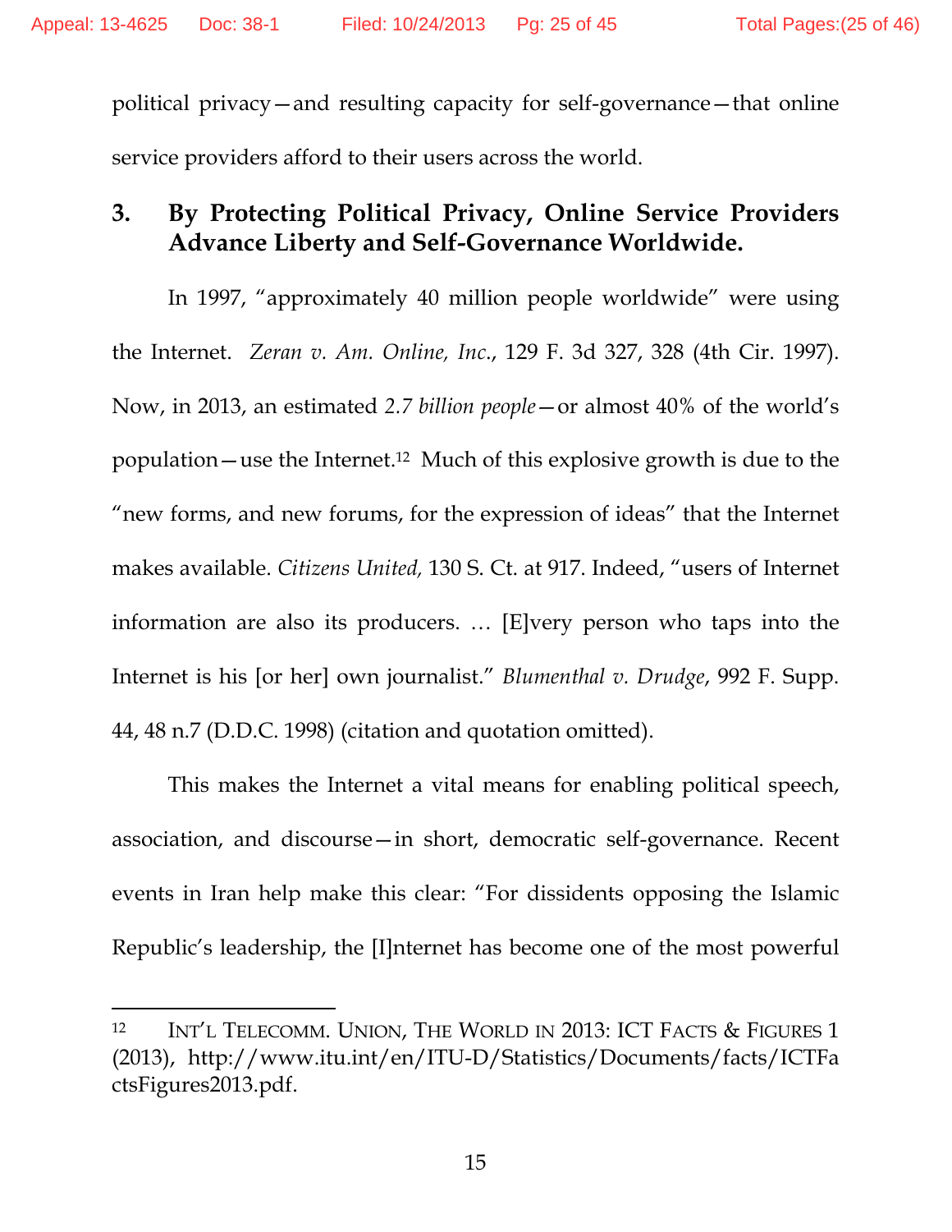political privacy—and resulting capacity for self-governance—that online service providers afford to their users across the world.

### 3. By Protecting Political Privacy, Online Service Providers Advance Liberty and Self-Governance Worldwide.

In 1997, "approximately 40 million people worldwide" were using the Internet. *Zeran v. Am. Online, Inc.*, 129 F. 3d 327, 328 (4th Cir. 1997). Now, in 2013, an estimated *2.7 billion people*—or almost 40% of the world's population—use the Internet.[12] Much of this explosive growth is due to the "new forms, and new forums, for the expression of ideas" that the Internet makes available. *Citizens United,* 130 S. Ct. at 917. Indeed, "users of Internet information are also its producers. … [E]very person who taps into the Internet is his [or her] own journalist." *Blumenthal v. Drudge*, 992 F. Supp. 44, 48 n.7 (D.D.C. 1998) (citation and quotation omitted).

This makes the Internet a vital means for enabling political speech, association, and discourse—in short, democratic self-governance. Recent events in Iran help make this clear: "For dissidents opposing the Islamic Republic's leadership, the [I]nternet has become one of the most powerful

---

[12] INT'L TELECOMM. UNION, THE WORLD IN 2013: ICT FACTS & FIGURES 1 (2013), http://www.itu.int/en/ITU-D/Statistics/Documents/facts/ICTFactsFigures2013.pdf.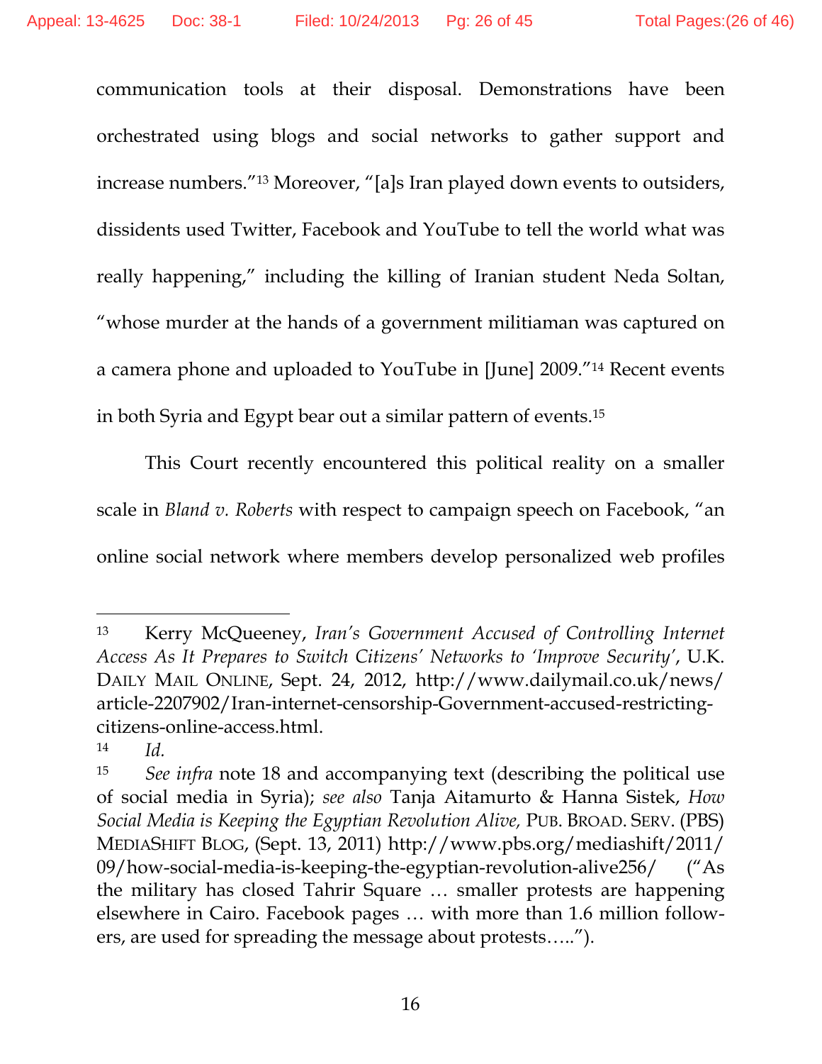communication tools at their disposal. Demonstrations have been orchestrated using blogs and social networks to gather support and increase numbers."[13] Moreover, "[a]s Iran played down events to outsiders, dissidents used Twitter, Facebook and YouTube to tell the world what was really happening," including the killing of Iranian student Neda Soltan, "whose murder at the hands of a government militiaman was captured on a camera phone and uploaded to YouTube in [June] 2009."[14] Recent events in both Syria and Egypt bear out a similar pattern of events.[15]

This Court recently encountered this political reality on a smaller scale in *Bland v. Roberts* with respect to campaign speech on Facebook, "an online social network where members develop personalized web profiles

---

[13] Kerry McQueeney, *Iran's Government Accused of Controlling Internet Access As It Prepares to Switch Citizens' Networks to 'Improve Security'*, U.K. DAILY MAIL ONLINE, Sept. 24, 2012, http://www.dailymail.co.uk/news/article-2207902/Iran-internet-censorship-Government-accused-restricting-citizens-online-access.html.

[14] *Id.*

[15] *See infra* note 18 and accompanying text (describing the political use of social media in Syria); *see also* Tanja Aitamurto & Hanna Sistek, *How Social Media is Keeping the Egyptian Revolution Alive,* PUB. BROAD. SERV. (PBS) MEDIASHIFT BLOG, (Sept. 13, 2011) http://www.pbs.org/mediashift/2011/09/how-social-media-is-keeping-the-egyptian-revolution-alive256/ ("As the military has closed Tahrir Square … smaller protests are happening elsewhere in Cairo. Facebook pages … with more than 1.6 million followers, are used for spreading the message about protests…..").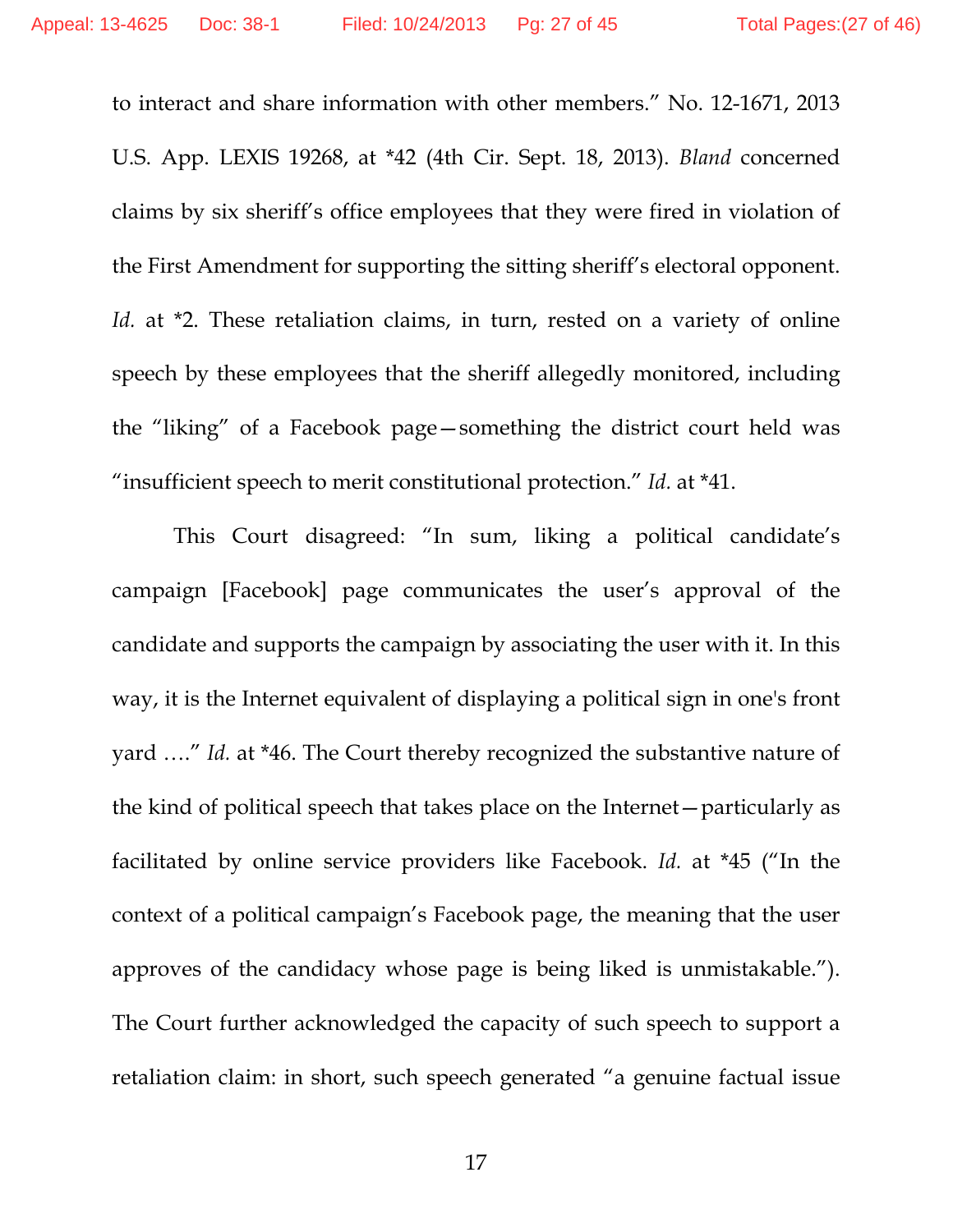to interact and share information with other members." No. 12-1671, 2013 U.S. App. LEXIS 19268, at *42 (4th Cir. Sept. 18, 2013). *Bland* concerned claims by six sheriff's office employees that they were fired in violation of the First Amendment for supporting the sitting sheriff's electoral opponent. *Id.* at *2. These retaliation claims, in turn, rested on a variety of online speech by these employees that the sheriff allegedly monitored, including the "liking" of a Facebook page—something the district court held was "insufficient speech to merit constitutional protection." *Id.* at *41.

This Court disagreed: "In sum, liking a political candidate's campaign [Facebook] page communicates the user's approval of the candidate and supports the campaign by associating the user with it. In this way, it is the Internet equivalent of displaying a political sign in one's front yard …." *Id.* at *46. The Court thereby recognized the substantive nature of the kind of political speech that takes place on the Internet—particularly as facilitated by online service providers like Facebook. *Id.* at *45 ("In the context of a political campaign's Facebook page, the meaning that the user approves of the candidacy whose page is being liked is unmistakable."). The Court further acknowledged the capacity of such speech to support a retaliation claim: in short, such speech generated "a genuine factual issue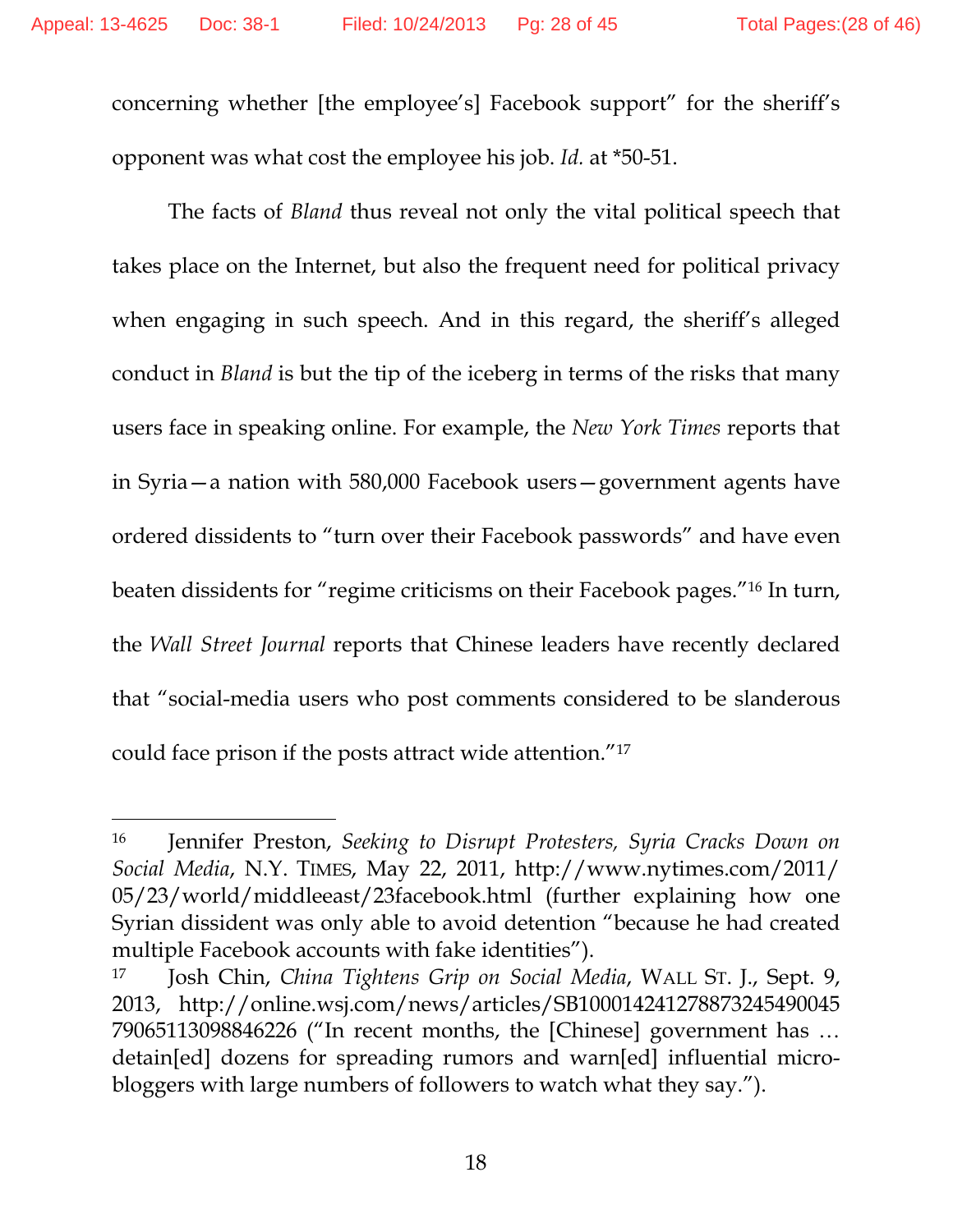concerning whether [the employee's] Facebook support" for the sheriff's opponent was what cost the employee his job. *Id.* at *50-51.

The facts of *Bland* thus reveal not only the vital political speech that takes place on the Internet, but also the frequent need for political privacy when engaging in such speech. And in this regard, the sheriff's alleged conduct in *Bland* is but the tip of the iceberg in terms of the risks that many users face in speaking online. For example, the *New York Times* reports that in Syria—a nation with 580,000 Facebook users—government agents have ordered dissidents to "turn over their Facebook passwords" and have even beaten dissidents for "regime criticisms on their Facebook pages."[16] In turn, the *Wall Street Journal* reports that Chinese leaders have recently declared that "social-media users who post comments considered to be slanderous could face prison if the posts attract wide attention."[17]

---

[16] Jennifer Preston, *Seeking to Disrupt Protesters, Syria Cracks Down on Social Media*, N.Y. TIMES, May 22, 2011, http://www.nytimes.com/2011/05/23/world/middleeast/23facebook.html (further explaining how one Syrian dissident was only able to avoid detention "because he had created multiple Facebook accounts with fake identities").

[17] Josh Chin, *China Tightens Grip on Social Media*, WALL ST. J., Sept. 9, 2013, http://online.wsj.com/news/articles/SB10001424127887324549004579065113098846226 ("In recent months, the [Chinese] government has … detain[ed] dozens for spreading rumors and warn[ed] influential micro-bloggers with large numbers of followers to watch what they say.").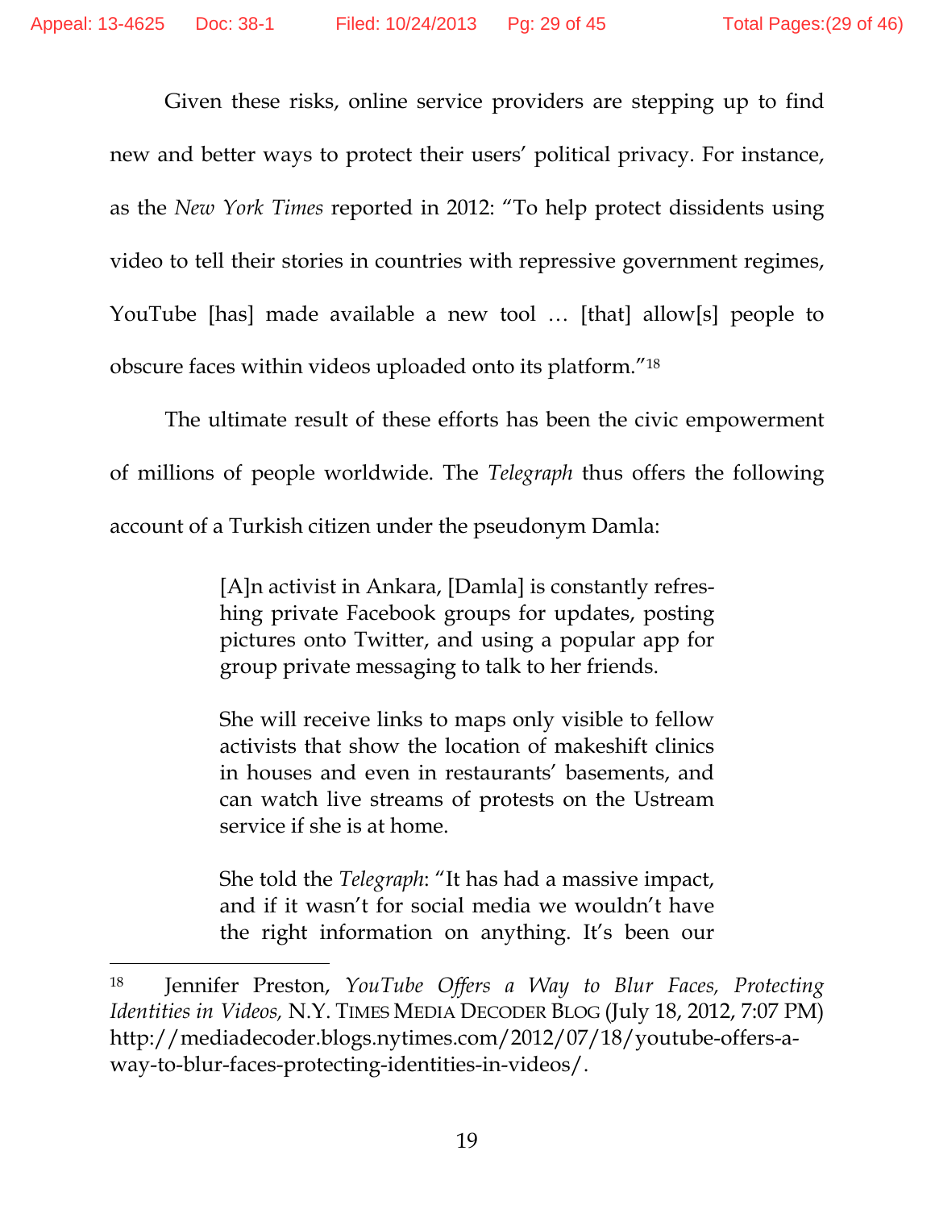Given these risks, online service providers are stepping up to find new and better ways to protect their users' political privacy. For instance, as the *New York Times* reported in 2012: "To help protect dissidents using video to tell their stories in countries with repressive government regimes, YouTube [has] made available a new tool … [that] allow[s] people to obscure faces within videos uploaded onto its platform."[18]

The ultimate result of these efforts has been the civic empowerment of millions of people worldwide. The *Telegraph* thus offers the following account of a Turkish citizen under the pseudonym Damla:

> [A]n activist in Ankara, [Damla] is constantly refreshing private Facebook groups for updates, posting pictures onto Twitter, and using a popular app for group private messaging to talk to her friends.
>
> She will receive links to maps only visible to fellow activists that show the location of makeshift clinics in houses and even in restaurants' basements, and can watch live streams of protests on the Ustream service if she is at home.
>
> She told the *Telegraph*: "It has had a massive impact, and if it wasn't for social media we wouldn't have the right information on anything. It's been our

---

[18] Jennifer Preston, *YouTube Offers a Way to Blur Faces, Protecting Identities in Videos,* N.Y. TIMES MEDIA DECODER BLOG (July 18, 2012, 7:07 PM) http://mediadecoder.blogs.nytimes.com/2012/07/18/youtube-offers-a-way-to-blur-faces-protecting-identities-in-videos/.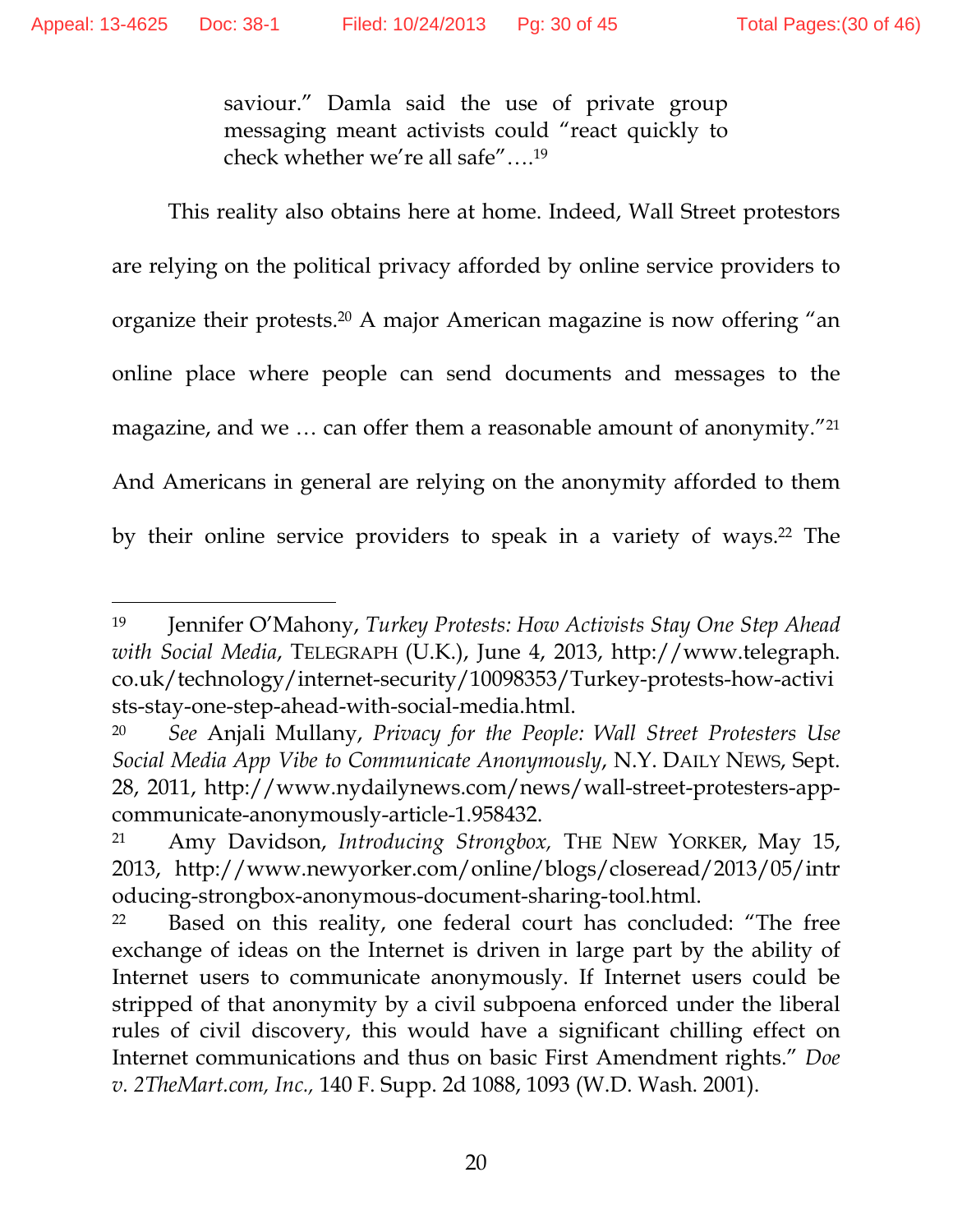> saviour." Damla said the use of private group messaging meant activists could "react quickly to check whether we're all safe"….[19]

This reality also obtains here at home. Indeed, Wall Street protestors are relying on the political privacy afforded by online service providers to organize their protests.[20] A major American magazine is now offering "an online place where people can send documents and messages to the magazine, and we … can offer them a reasonable amount of anonymity."[21] And Americans in general are relying on the anonymity afforded to them by their online service providers to speak in a variety of ways.[22] The

---

[19] Jennifer O'Mahony, *Turkey Protests: How Activists Stay One Step Ahead with Social Media*, TELEGRAPH (U.K.), June 4, 2013, http://www.telegraph.co.uk/technology/internet-security/10098353/Turkey-protests-how-activists-stay-one-step-ahead-with-social-media.html.

[20] *See* Anjali Mullany, *Privacy for the People: Wall Street Protesters Use Social Media App Vibe to Communicate Anonymously*, N.Y. DAILY NEWS, Sept. 28, 2011, http://www.nydailynews.com/news/wall-street-protesters-app-communicate-anonymously-article-1.958432.

[21] Amy Davidson, *Introducing Strongbox,* THE NEW YORKER, May 15, 2013, http://www.newyorker.com/online/blogs/closeread/2013/05/introducing-strongbox-anonymous-document-sharing-tool.html.

[22] Based on this reality, one federal court has concluded: "The free exchange of ideas on the Internet is driven in large part by the ability of Internet users to communicate anonymously. If Internet users could be stripped of that anonymity by a civil subpoena enforced under the liberal rules of civil discovery, this would have a significant chilling effect on Internet communications and thus on basic First Amendment rights." *Doe v. 2TheMart.com, Inc.,* 140 F. Supp. 2d 1088, 1093 (W.D. Wash. 2001).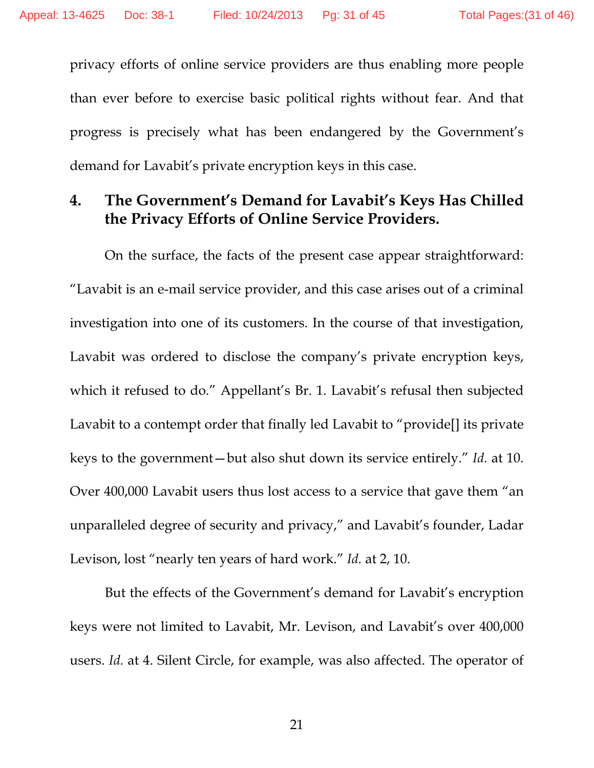privacy efforts of online service providers are thus enabling more people than ever before to exercise basic political rights without fear. And that progress is precisely what has been endangered by the Government's demand for Lavabit's private encryption keys in this case.

### 4. The Government's Demand for Lavabit's Keys Has Chilled the Privacy Efforts of Online Service Providers.

On the surface, the facts of the present case appear straightforward: "Lavabit is an e-mail service provider, and this case arises out of a criminal investigation into one of its customers. In the course of that investigation, Lavabit was ordered to disclose the company's private encryption keys, which it refused to do." Appellant's Br. 1. Lavabit's refusal then subjected Lavabit to a contempt order that finally led Lavabit to "provide[] its private keys to the government—but also shut down its service entirely." *Id.* at 10. Over 400,000 Lavabit users thus lost access to a service that gave them "an unparalleled degree of security and privacy," and Lavabit's founder, Ladar Levison, lost "nearly ten years of hard work." *Id.* at 2, 10.

But the effects of the Government's demand for Lavabit's encryption keys were not limited to Lavabit, Mr. Levison, and Lavabit's over 400,000 users. *Id.* at 4. Silent Circle, for example, was also affected. The operator of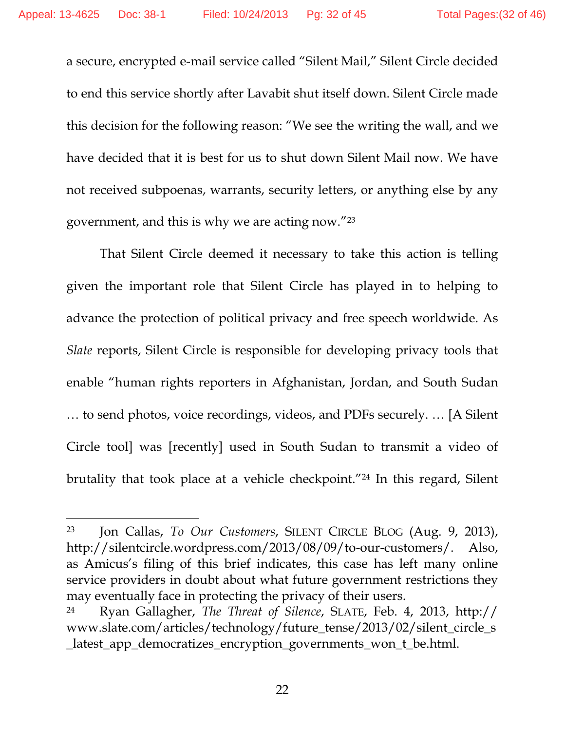a secure, encrypted e-mail service called "Silent Mail," Silent Circle decided to end this service shortly after Lavabit shut itself down. Silent Circle made this decision for the following reason: "We see the writing the wall, and we have decided that it is best for us to shut down Silent Mail now. We have not received subpoenas, warrants, security letters, or anything else by any government, and this is why we are acting now."[23]

That Silent Circle deemed it necessary to take this action is telling given the important role that Silent Circle has played in to helping to advance the protection of political privacy and free speech worldwide. As *Slate* reports, Silent Circle is responsible for developing privacy tools that enable "human rights reporters in Afghanistan, Jordan, and South Sudan … to send photos, voice recordings, videos, and PDFs securely. … [A Silent Circle tool] was [recently] used in South Sudan to transmit a video of brutality that took place at a vehicle checkpoint."[24] In this regard, Silent

---

[23] Jon Callas, *To Our Customers*, SILENT CIRCLE BLOG (Aug. 9, 2013), http://silentcircle.wordpress.com/2013/08/09/to-our-customers/. Also, as Amicus's filing of this brief indicates, this case has left many online service providers in doubt about what future government restrictions they may eventually face in protecting the privacy of their users.

[24] Ryan Gallagher, *The Threat of Silence*, SLATE, Feb. 4, 2013, http://www.slate.com/articles/technology/future_tense/2013/02/silent_circle_s_latest_app_democratizes_encryption_governments_won_t_be.html.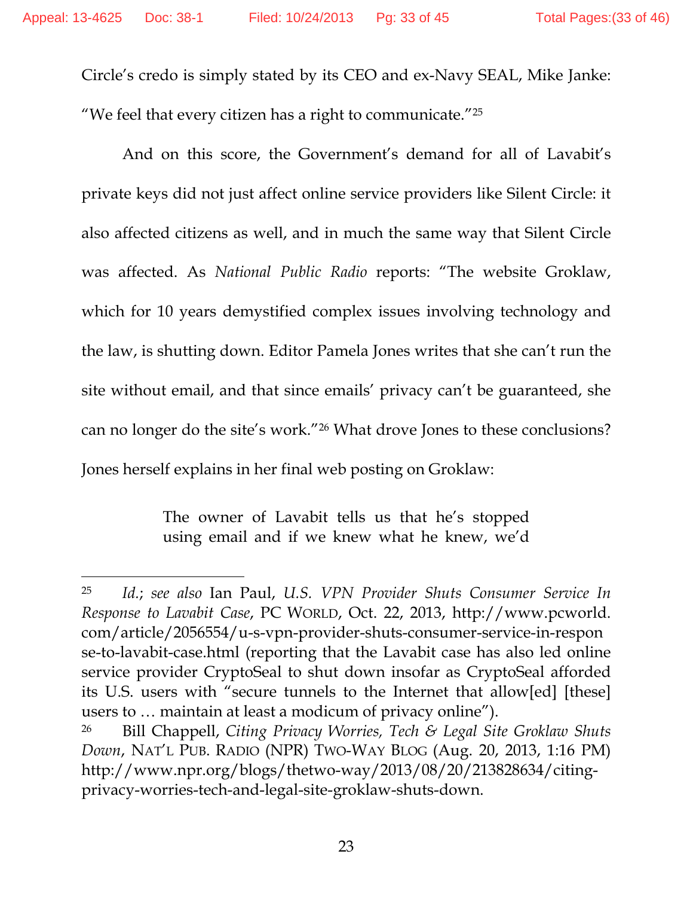Circle's credo is simply stated by its CEO and ex-Navy SEAL, Mike Janke: "We feel that every citizen has a right to communicate."[25]

And on this score, the Government's demand for all of Lavabit's private keys did not just affect online service providers like Silent Circle: it also affected citizens as well, and in much the same way that Silent Circle was affected. As *National Public Radio* reports: "The website Groklaw, which for 10 years demystified complex issues involving technology and the law, is shutting down. Editor Pamela Jones writes that she can't run the site without email, and that since emails' privacy can't be guaranteed, she can no longer do the site's work."[26] What drove Jones to these conclusions? Jones herself explains in her final web posting on Groklaw:

> The owner of Lavabit tells us that he's stopped using email and if we knew what he knew, we'd

---

[25] *Id.*; *see also* Ian Paul, *U.S. VPN Provider Shuts Consumer Service In Response to Lavabit Case*, PC WORLD, Oct. 22, 2013, http://www.pcworld.com/article/2056554/u-s-vpn-provider-shuts-consumer-service-in-response-to-lavabit-case.html (reporting that the Lavabit case has also led online service provider CryptoSeal to shut down insofar as CryptoSeal afforded its U.S. users with "secure tunnels to the Internet that allow[ed] [these] users to … maintain at least a modicum of privacy online").

[26] Bill Chappell, *Citing Privacy Worries, Tech & Legal Site Groklaw Shuts Down*, NAT'L PUB. RADIO (NPR) TWO-WAY BLOG (Aug. 20, 2013, 1:16 PM) http://www.npr.org/blogs/thetwo-way/2013/08/20/213828634/citing-privacy-worries-tech-and-legal-site-groklaw-shuts-down.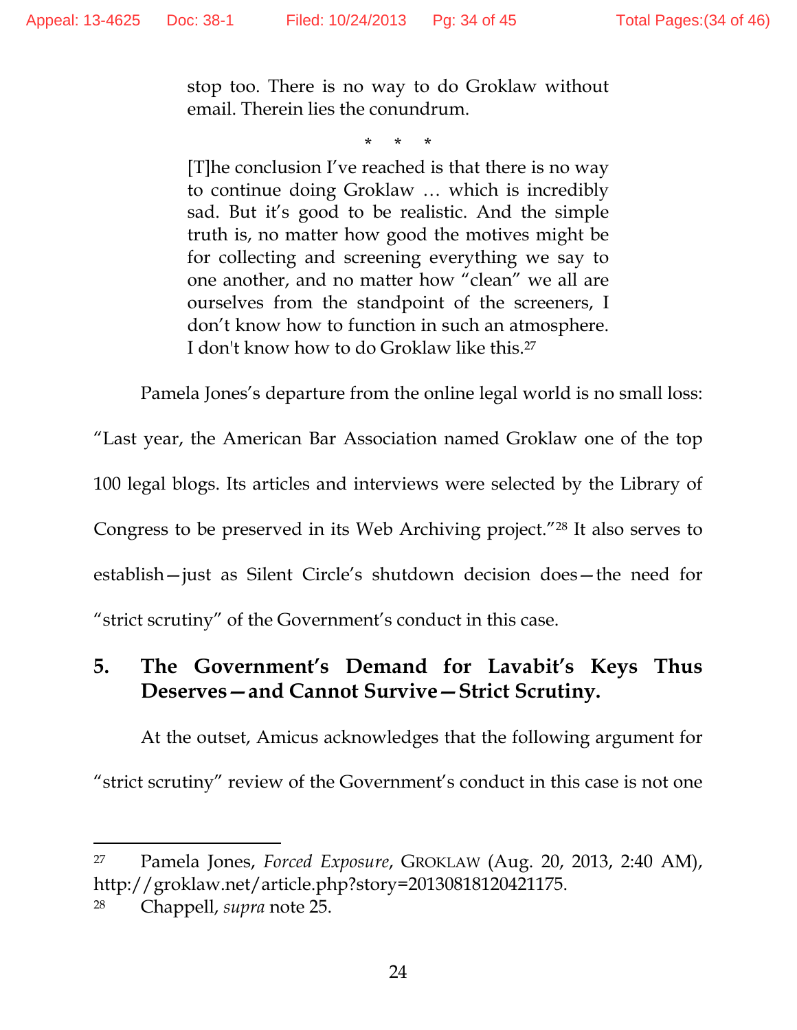> stop too. There is no way to do Groklaw without email. Therein lies the conundrum.
>
> \* \* \*
>
> [T]he conclusion I've reached is that there is no way to continue doing Groklaw … which is incredibly sad. But it's good to be realistic. And the simple truth is, no matter how good the motives might be for collecting and screening everything we say to one another, and no matter how "clean" we all are ourselves from the standpoint of the screeners, I don't know how to function in such an atmosphere. I don't know how to do Groklaw like this.[27]

Pamela Jones's departure from the online legal world is no small loss: "Last year, the American Bar Association named Groklaw one of the top 100 legal blogs. Its articles and interviews were selected by the Library of Congress to be preserved in its Web Archiving project."[28] It also serves to establish—just as Silent Circle's shutdown decision does—the need for "strict scrutiny" of the Government's conduct in this case.

## 5. The Government's Demand for Lavabit's Keys Thus Deserves—and Cannot Survive—Strict Scrutiny.

At the outset, Amicus acknowledges that the following argument for "strict scrutiny" review of the Government's conduct in this case is not one

---

[27] Pamela Jones, *Forced Exposure*, GROKLAW (Aug. 20, 2013, 2:40 AM), http://groklaw.net/article.php?story=20130818120421175.

[28] Chappell, *supra* note 25.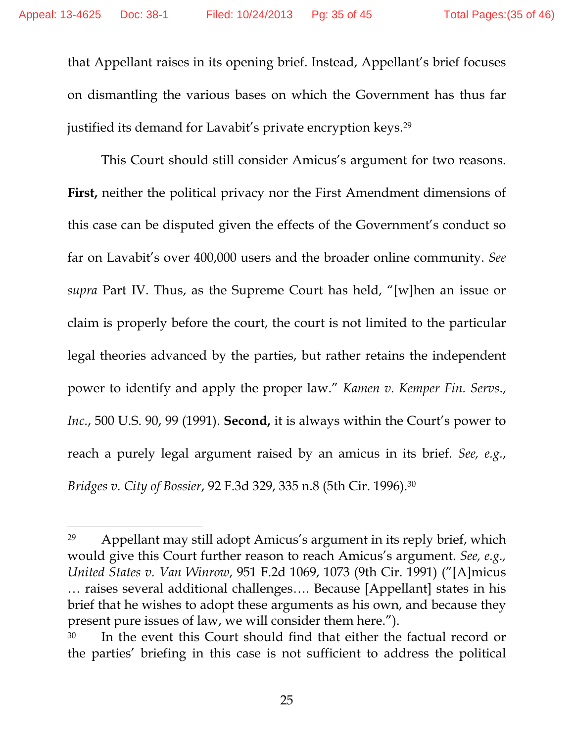that Appellant raises in its opening brief. Instead, Appellant's brief focuses on dismantling the various bases on which the Government has thus far justified its demand for Lavabit's private encryption keys.[29]

This Court should still consider Amicus's argument for two reasons. **First,** neither the political privacy nor the First Amendment dimensions of this case can be disputed given the effects of the Government's conduct so far on Lavabit's over 400,000 users and the broader online community. *See supra* Part IV. Thus, as the Supreme Court has held, "[w]hen an issue or claim is properly before the court, the court is not limited to the particular legal theories advanced by the parties, but rather retains the independent power to identify and apply the proper law." *Kamen v. Kemper Fin. Servs., Inc.*, 500 U.S. 90, 99 (1991). **Second,** it is always within the Court's power to reach a purely legal argument raised by an amicus in its brief. *See, e.g.*, *Bridges v. City of Bossier*, 92 F.3d 329, 335 n.8 (5th Cir. 1996).[30]

---

[29] Appellant may still adopt Amicus's argument in its reply brief, which would give this Court further reason to reach Amicus's argument. *See, e.g., United States v. Van Winrow*, 951 F.2d 1069, 1073 (9th Cir. 1991) ("[A]micus … raises several additional challenges…. Because [Appellant] states in his brief that he wishes to adopt these arguments as his own, and because they present pure issues of law, we will consider them here.").

[30] In the event this Court should find that either the factual record or the parties' briefing in this case is not sufficient to address the political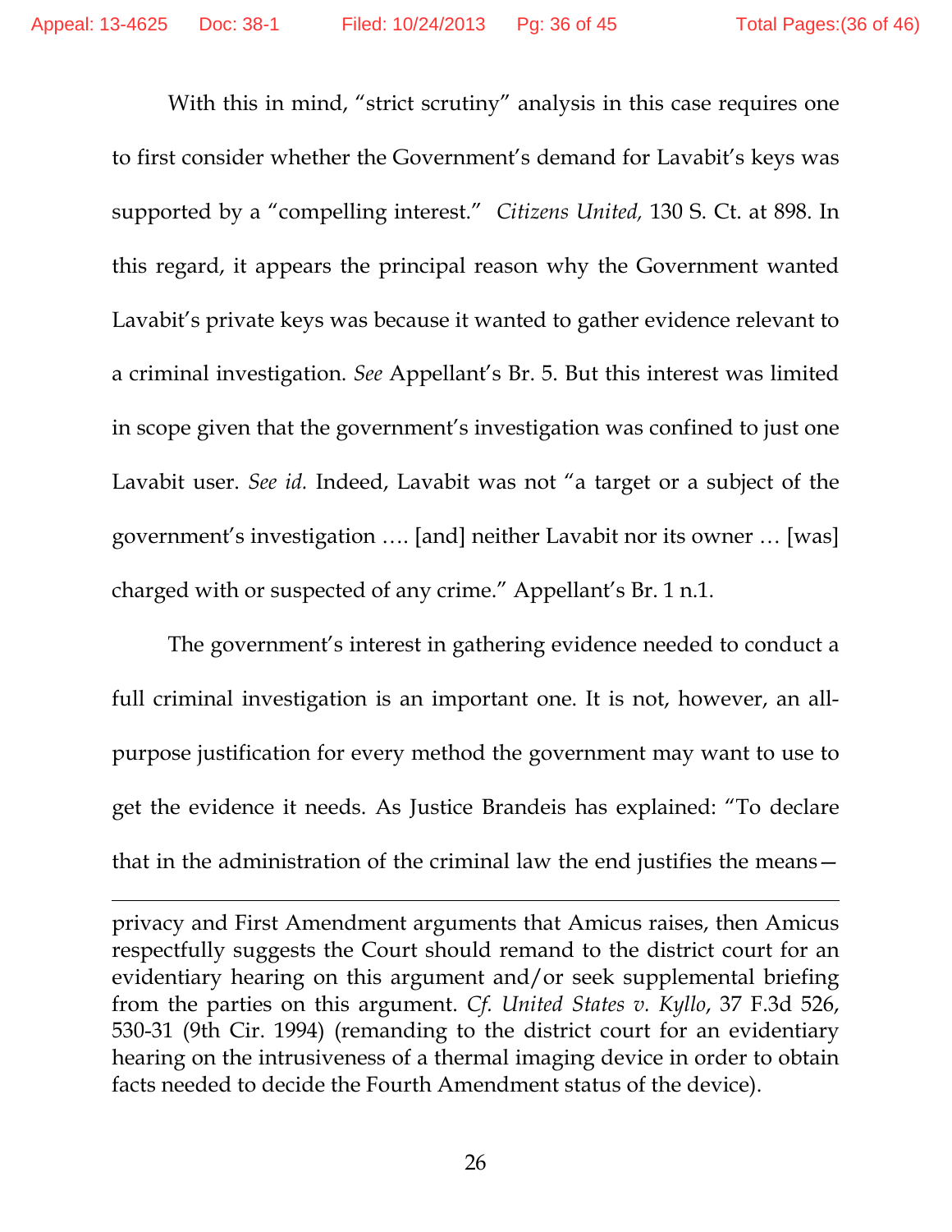With this in mind, "strict scrutiny" analysis in this case requires one to first consider whether the Government's demand for Lavabit's keys was supported by a "compelling interest." *Citizens United,* 130 S. Ct. at 898. In this regard, it appears the principal reason why the Government wanted Lavabit's private keys was because it wanted to gather evidence relevant to a criminal investigation. *See* Appellant's Br. 5. But this interest was limited in scope given that the government's investigation was confined to just one Lavabit user. *See id.* Indeed, Lavabit was not "a target or a subject of the government's investigation …. [and] neither Lavabit nor its owner … [was] charged with or suspected of any crime." Appellant's Br. 1 n.1.

The government's interest in gathering evidence needed to conduct a full criminal investigation is an important one. It is not, however, an all-purpose justification for every method the government may want to use to get the evidence it needs. As Justice Brandeis has explained: "To declare that in the administration of the criminal law the end justifies the means—

---

privacy and First Amendment arguments that Amicus raises, then Amicus respectfully suggests the Court should remand to the district court for an evidentiary hearing on this argument and/or seek supplemental briefing from the parties on this argument. *Cf. United States v. Kyllo*, 37 F.3d 526, 530-31 (9th Cir. 1994) (remanding to the district court for an evidentiary hearing on the intrusiveness of a thermal imaging device in order to obtain facts needed to decide the Fourth Amendment status of the device).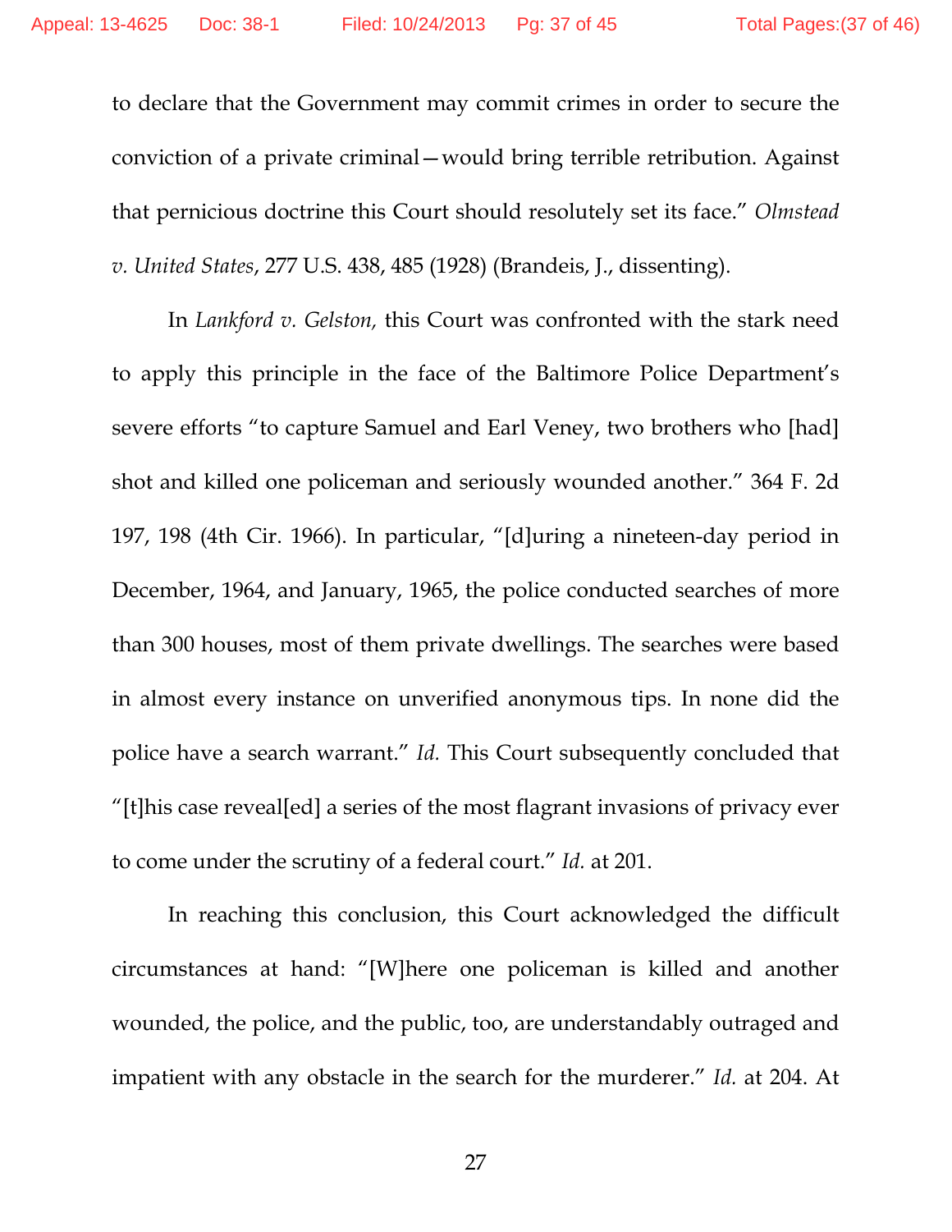to declare that the Government may commit crimes in order to secure the conviction of a private criminal—would bring terrible retribution. Against that pernicious doctrine this Court should resolutely set its face." *Olmstead v. United States*, 277 U.S. 438, 485 (1928) (Brandeis, J., dissenting).

In *Lankford v. Gelston,* this Court was confronted with the stark need to apply this principle in the face of the Baltimore Police Department's severe efforts "to capture Samuel and Earl Veney, two brothers who [had] shot and killed one policeman and seriously wounded another." 364 F. 2d 197, 198 (4th Cir. 1966). In particular, "[d]uring a nineteen-day period in December, 1964, and January, 1965, the police conducted searches of more than 300 houses, most of them private dwellings. The searches were based in almost every instance on unverified anonymous tips. In none did the police have a search warrant." *Id.* This Court subsequently concluded that "[t]his case reveal[ed] a series of the most flagrant invasions of privacy ever to come under the scrutiny of a federal court." *Id.* at 201.

In reaching this conclusion, this Court acknowledged the difficult circumstances at hand: "[W]here one policeman is killed and another wounded, the police, and the public, too, are understandably outraged and impatient with any obstacle in the search for the murderer." *Id.* at 204. At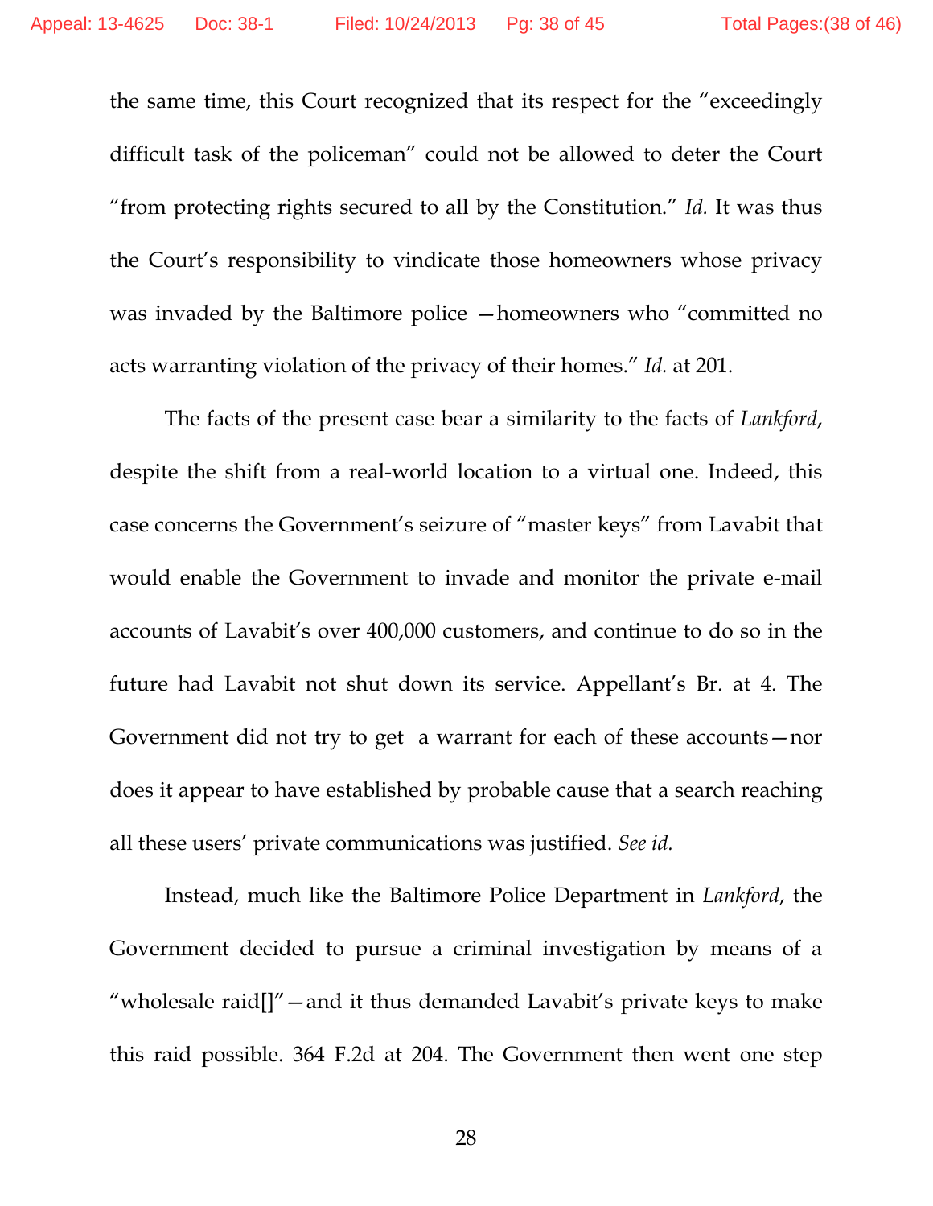the same time, this Court recognized that its respect for the "exceedingly difficult task of the policeman" could not be allowed to deter the Court "from protecting rights secured to all by the Constitution." *Id.* It was thus the Court's responsibility to vindicate those homeowners whose privacy was invaded by the Baltimore police —homeowners who "committed no acts warranting violation of the privacy of their homes." *Id.* at 201.

The facts of the present case bear a similarity to the facts of *Lankford*, despite the shift from a real-world location to a virtual one. Indeed, this case concerns the Government's seizure of "master keys" from Lavabit that would enable the Government to invade and monitor the private e-mail accounts of Lavabit's over 400,000 customers, and continue to do so in the future had Lavabit not shut down its service. Appellant's Br. at 4. The Government did not try to get a warrant for each of these accounts—nor does it appear to have established by probable cause that a search reaching all these users' private communications was justified. *See id.*

Instead, much like the Baltimore Police Department in *Lankford*, the Government decided to pursue a criminal investigation by means of a "wholesale raid[]"—and it thus demanded Lavabit's private keys to make this raid possible. 364 F.2d at 204. The Government then went one step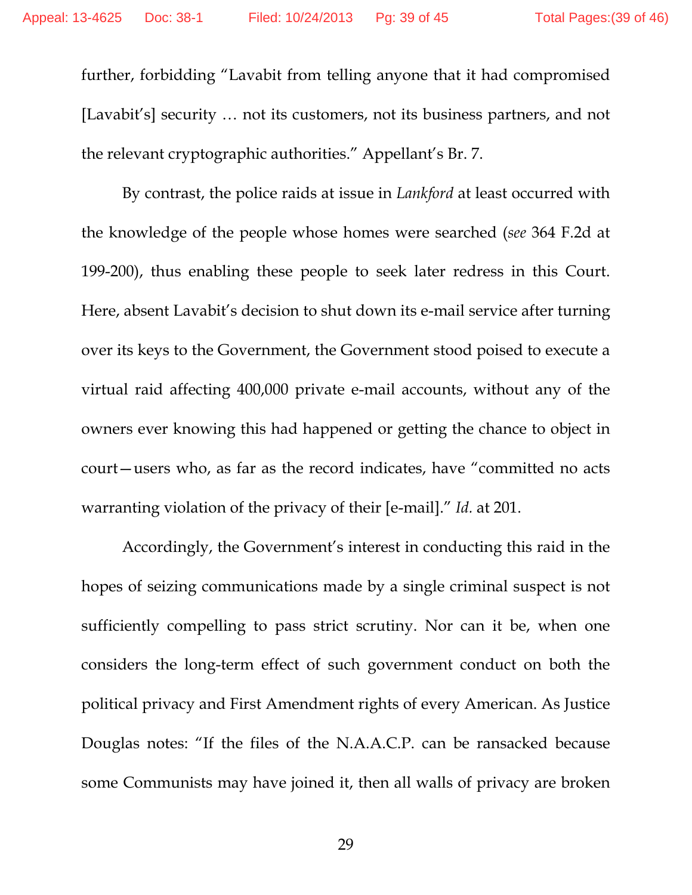further, forbidding "Lavabit from telling anyone that it had compromised [Lavabit's] security … not its customers, not its business partners, and not the relevant cryptographic authorities." Appellant's Br. 7.

By contrast, the police raids at issue in *Lankford* at least occurred with the knowledge of the people whose homes were searched (*see* 364 F.2d at 199-200), thus enabling these people to seek later redress in this Court. Here, absent Lavabit's decision to shut down its e-mail service after turning over its keys to the Government, the Government stood poised to execute a virtual raid affecting 400,000 private e-mail accounts, without any of the owners ever knowing this had happened or getting the chance to object in court—users who, as far as the record indicates, have "committed no acts warranting violation of the privacy of their [e-mail]." *Id.* at 201.

Accordingly, the Government's interest in conducting this raid in the hopes of seizing communications made by a single criminal suspect is not sufficiently compelling to pass strict scrutiny. Nor can it be, when one considers the long-term effect of such government conduct on both the political privacy and First Amendment rights of every American. As Justice Douglas notes: "If the files of the N.A.A.C.P. can be ransacked because some Communists may have joined it, then all walls of privacy are broken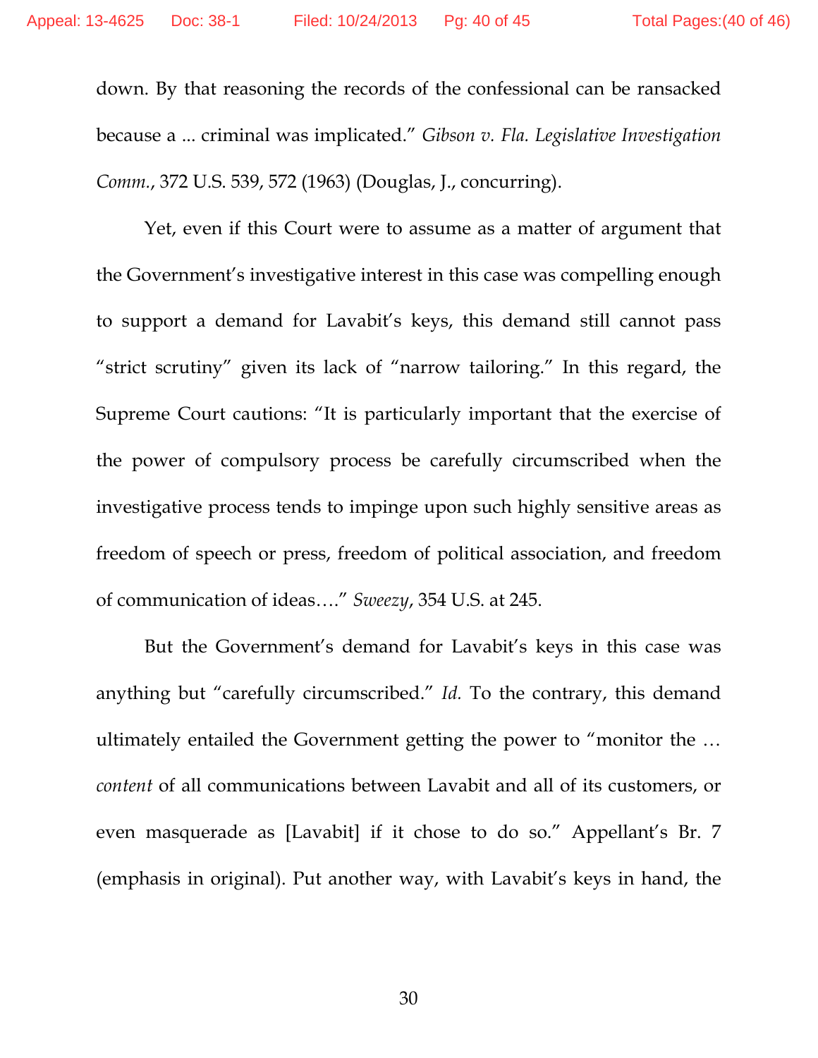down. By that reasoning the records of the confessional can be ransacked because a ... criminal was implicated." *Gibson v. Fla. Legislative Investigation Comm.*, 372 U.S. 539, 572 (1963) (Douglas, J., concurring).

Yet, even if this Court were to assume as a matter of argument that the Government's investigative interest in this case was compelling enough to support a demand for Lavabit's keys, this demand still cannot pass "strict scrutiny" given its lack of "narrow tailoring." In this regard, the Supreme Court cautions: "It is particularly important that the exercise of the power of compulsory process be carefully circumscribed when the investigative process tends to impinge upon such highly sensitive areas as freedom of speech or press, freedom of political association, and freedom of communication of ideas…." *Sweezy*, 354 U.S. at 245.

But the Government's demand for Lavabit's keys in this case was anything but "carefully circumscribed." *Id.* To the contrary, this demand ultimately entailed the Government getting the power to "monitor the … *content* of all communications between Lavabit and all of its customers, or even masquerade as [Lavabit] if it chose to do so." Appellant's Br. 7 (emphasis in original). Put another way, with Lavabit's keys in hand, the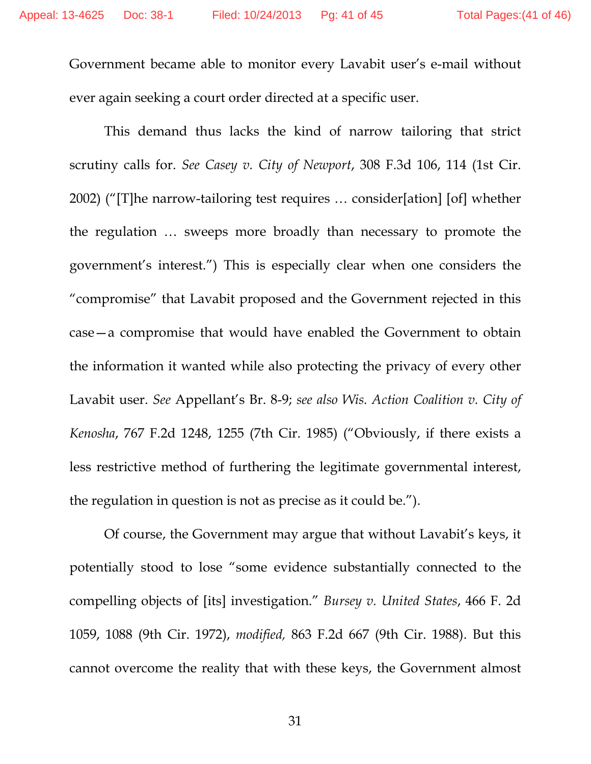Government became able to monitor every Lavabit user's e-mail without ever again seeking a court order directed at a specific user.

This demand thus lacks the kind of narrow tailoring that strict scrutiny calls for. *See Casey v. City of Newport*, 308 F.3d 106, 114 (1st Cir. 2002) ("[T]he narrow-tailoring test requires … consider[ation] [of] whether the regulation … sweeps more broadly than necessary to promote the government's interest.") This is especially clear when one considers the "compromise" that Lavabit proposed and the Government rejected in this case—a compromise that would have enabled the Government to obtain the information it wanted while also protecting the privacy of every other Lavabit user. *See* Appellant's Br. 8-9; *see also Wis. Action Coalition v. City of Kenosha*, 767 F.2d 1248, 1255 (7th Cir. 1985) ("Obviously, if there exists a less restrictive method of furthering the legitimate governmental interest, the regulation in question is not as precise as it could be.").

Of course, the Government may argue that without Lavabit's keys, it potentially stood to lose "some evidence substantially connected to the compelling objects of [its] investigation." *Bursey v. United States*, 466 F. 2d 1059, 1088 (9th Cir. 1972), *modified,* 863 F.2d 667 (9th Cir. 1988). But this cannot overcome the reality that with these keys, the Government almost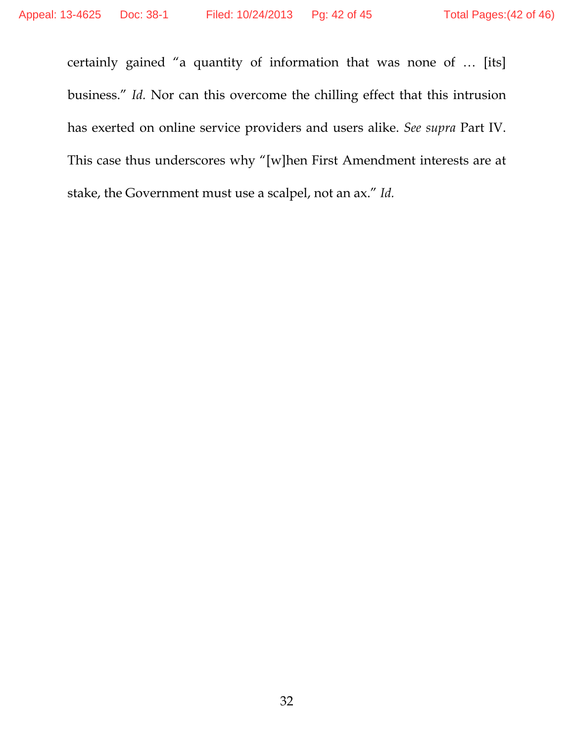certainly gained "a quantity of information that was none of … [its] business." *Id.* Nor can this overcome the chilling effect that this intrusion has exerted on online service providers and users alike. *See supra* Part IV. This case thus underscores why "[w]hen First Amendment interests are at stake, the Government must use a scalpel, not an ax." *Id.*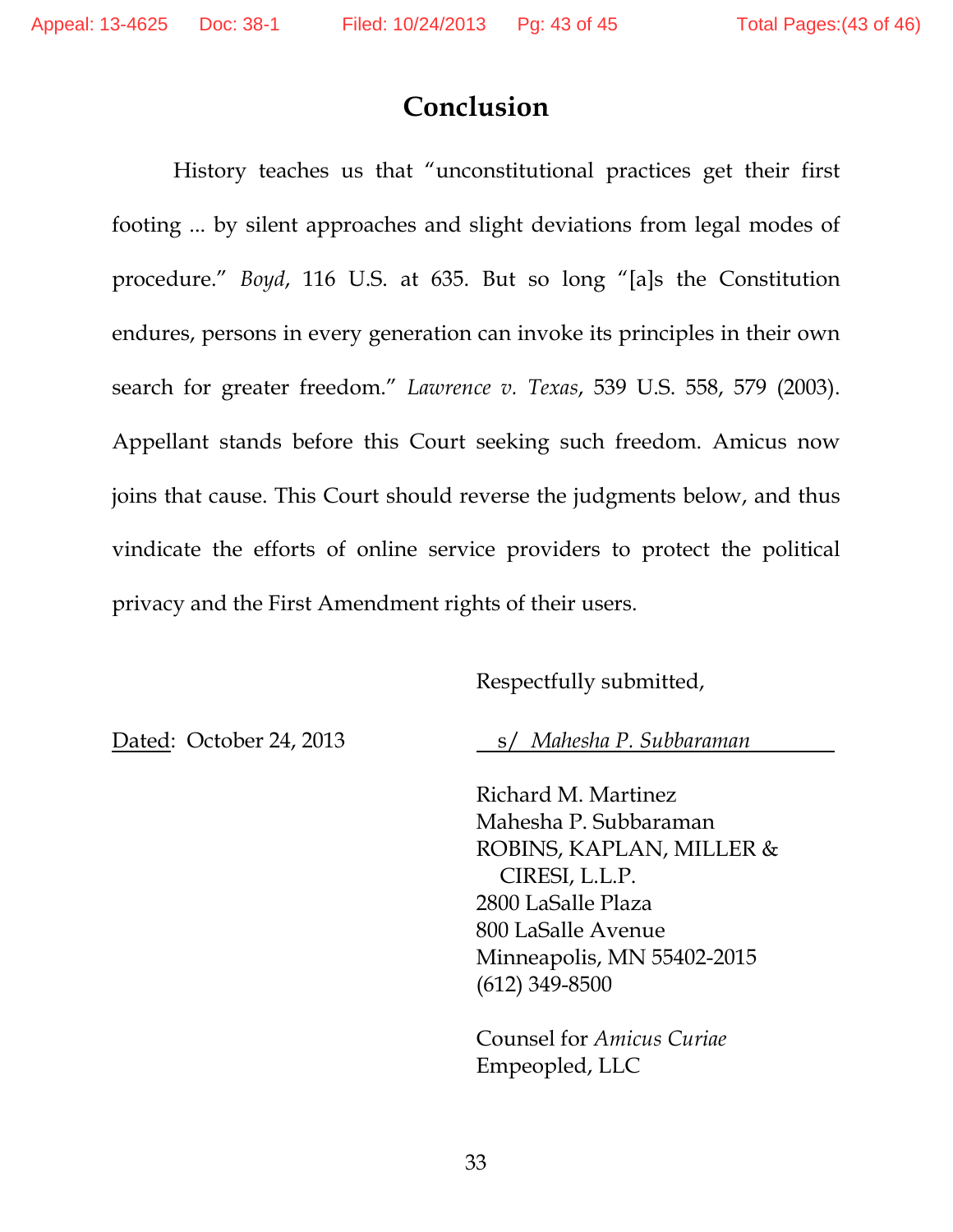# Conclusion

History teaches us that "unconstitutional practices get their first footing ... by silent approaches and slight deviations from legal modes of procedure." *Boyd*, 116 U.S. at 635. But so long "[a]s the Constitution endures, persons in every generation can invoke its principles in their own search for greater freedom." *Lawrence v. Texas*, 539 U.S. 558, 579 (2003). Appellant stands before this Court seeking such freedom. Amicus now joins that cause. This Court should reverse the judgments below, and thus vindicate the efforts of online service providers to protect the political privacy and the First Amendment rights of their users.

Respectfully submitted,

Dated: October 24, 2013

s/ *Mahesha P. Subbaraman*

Richard M. Martinez
Mahesha P. Subbaraman
ROBINS, KAPLAN, MILLER &
CIRESI, L.L.P.
2800 LaSalle Plaza
800 LaSalle Avenue
Minneapolis, MN 55402-2015
(612) 349-8500

Counsel for *Amicus Curiae*
Empeopled, LLC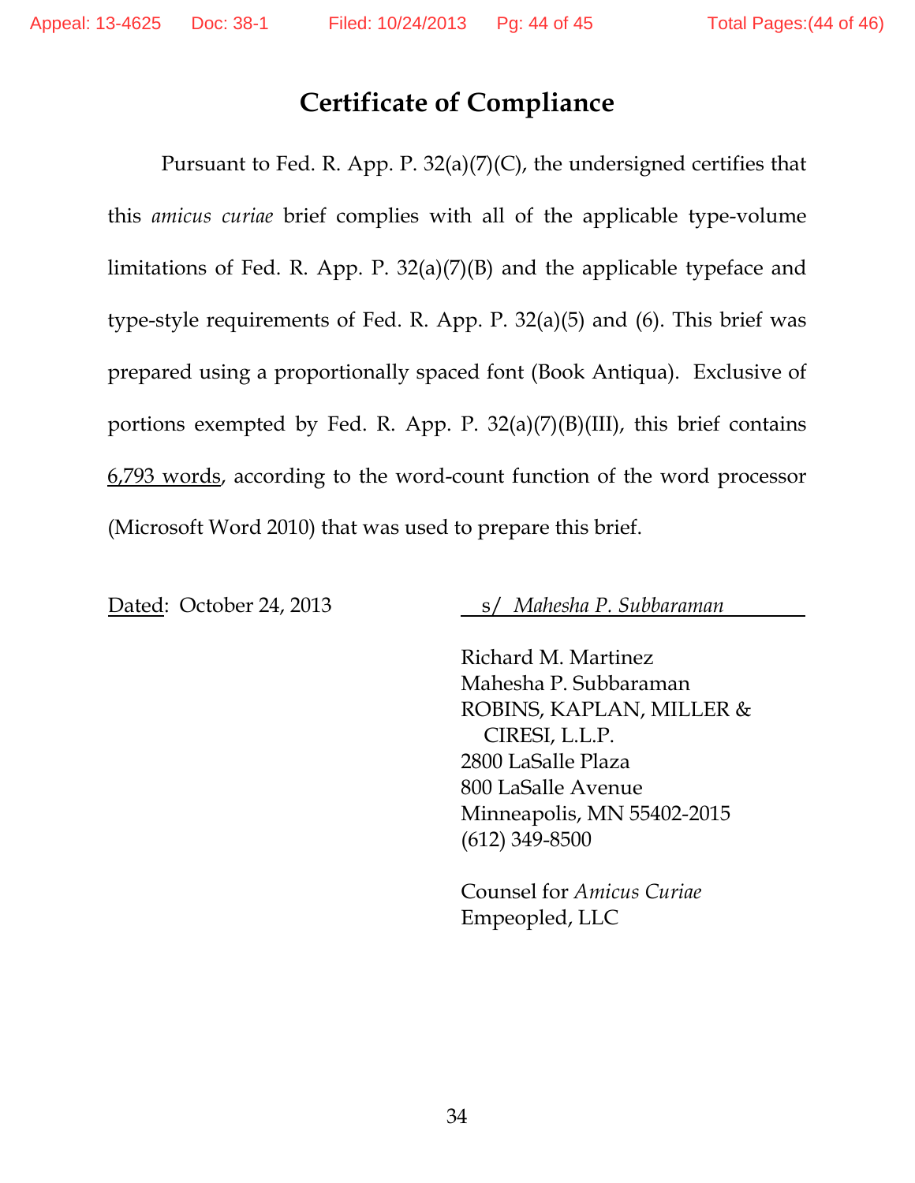# Certificate of Compliance

Pursuant to Fed. R. App. P. 32(a)(7)(C), the undersigned certifies that this *amicus curiae* brief complies with all of the applicable type-volume limitations of Fed. R. App. P. 32(a)(7)(B) and the applicable typeface and type-style requirements of Fed. R. App. P. 32(a)(5) and (6). This brief was prepared using a proportionally spaced font (Book Antiqua). Exclusive of portions exempted by Fed. R. App. P. 32(a)(7)(B)(III), this brief contains 6,793 words, according to the word-count function of the word processor (Microsoft Word 2010) that was used to prepare this brief.

Dated: October 24, 2013

s/ *Mahesha P. Subbaraman*

Richard M. Martinez
Mahesha P. Subbaraman
ROBINS, KAPLAN, MILLER & CIRESI, L.L.P.
2800 LaSalle Plaza
800 LaSalle Avenue
Minneapolis, MN 55402-2015
(612) 349-8500

Counsel for *Amicus Curiae*
Empeopled, LLC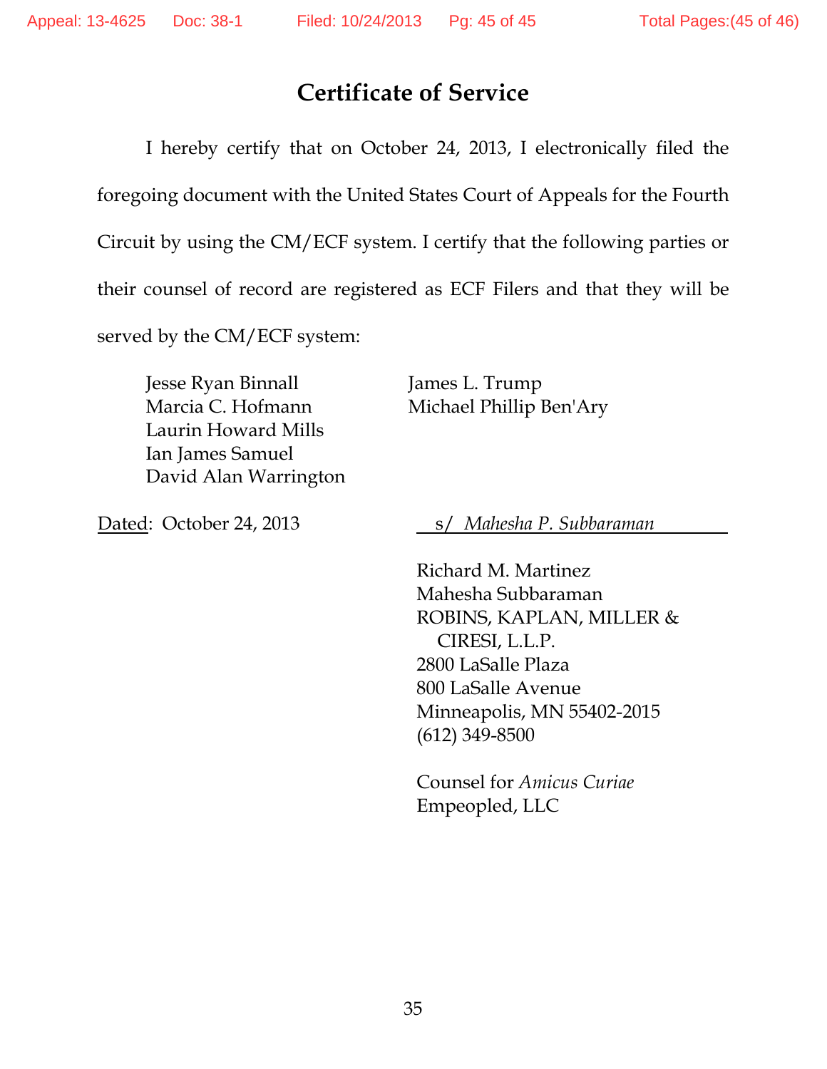# Certificate of Service

I hereby certify that on October 24, 2013, I electronically filed the foregoing document with the United States Court of Appeals for the Fourth Circuit by using the CM/ECF system. I certify that the following parties or their counsel of record are registered as ECF Filers and that they will be served by the CM/ECF system:

Jesse Ryan Binnall
Marcia C. Hofmann
Laurin Howard Mills
Ian James Samuel
David Alan Warrington

James L. Trump
Michael Phillip Ben'Ary

Dated: October 24, 2013

s/ *Mahesha P. Subbaraman*

Richard M. Martinez
Mahesha Subbaraman
ROBINS, KAPLAN, MILLER & CIRESI, L.L.P.
2800 LaSalle Plaza
800 LaSalle Avenue
Minneapolis, MN 55402-2015
(612) 349-8500

Counsel for *Amicus Curiae*
Empeopled, LLC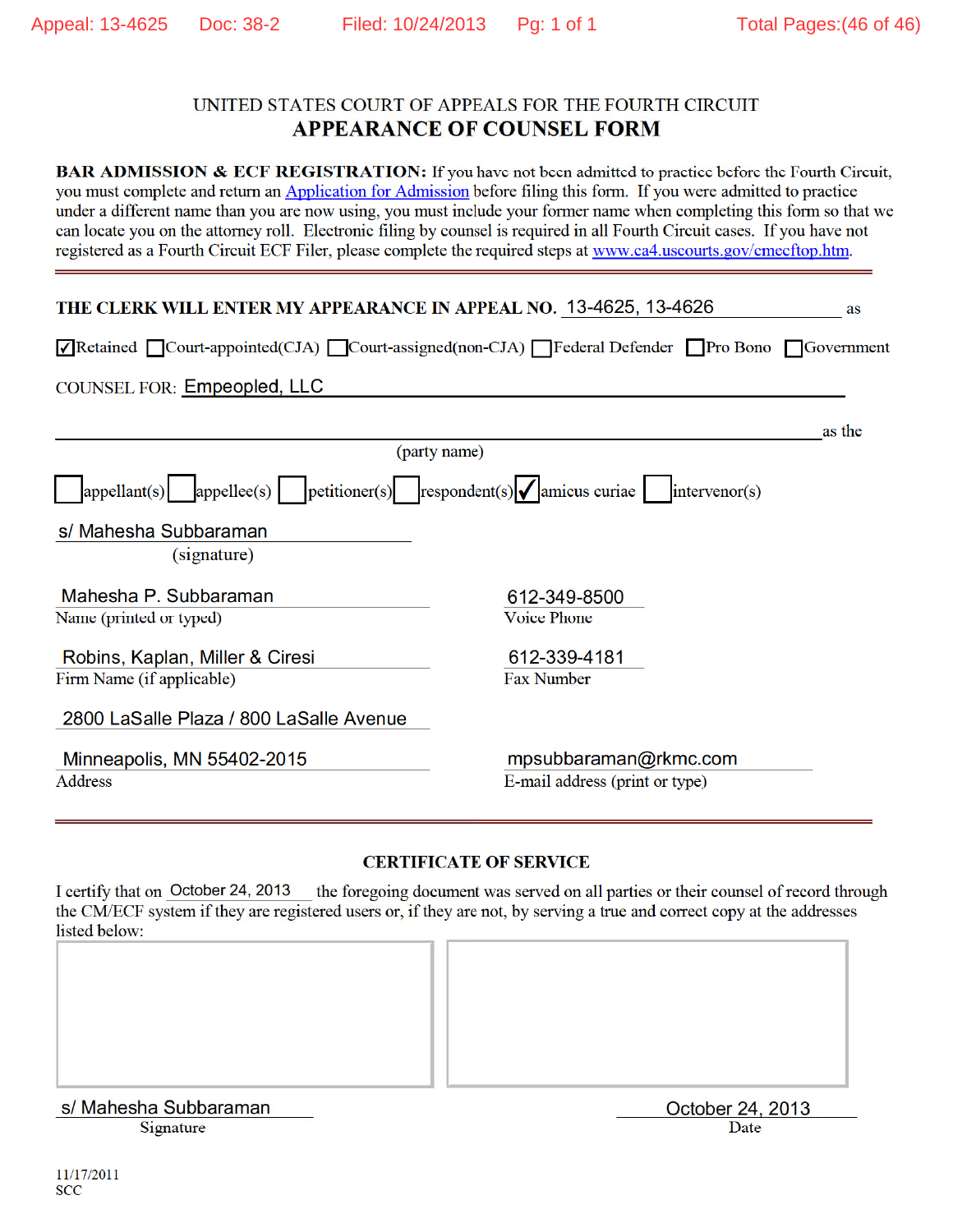UNITED STATES COURT OF APPEALS FOR THE FOURTH CIRCUIT

## APPEARANCE OF COUNSEL FORM

**BAR ADMISSION & ECF REGISTRATION:** If you have not been admitted to practice before the Fourth Circuit, you must complete and return an Application for Admission before filing this form. If you were admitted to practice under a different name than you are now using, you must include your former name when completing this form so that we can locate you on the attorney roll. Electronic filing by counsel is required in all Fourth Circuit cases. If you have not registered as a Fourth Circuit ECF Filer, please complete the required steps at www.ca4.uscourts.gov/cmecftop.htm.

---

**THE CLERK WILL ENTER MY APPEARANCE IN APPEAL NO.** 13-4625, 13-4626 as

☑ Retained ☐ Court-appointed(CJA) ☐ Court-assigned(non-CJA) ☐ Federal Defender ☐ Pro Bono ☐ Government

COUNSEL FOR: Empeopled, LLC

_______________________________________________ as the
(party name)

☐ appellant(s) ☐ appellee(s) ☐ petitioner(s) ☐ respondent(s) ☑ amicus curiae ☐ intervenor(s)

s/ Mahesha Subbaraman
(signature)

Mahesha P. Subbaraman
Name (printed or typed)

612-349-8500
Voice Phone

Robins, Kaplan, Miller & Ciresi
Firm Name (if applicable)

612-339-4181
Fax Number

2800 LaSalle Plaza / 800 LaSalle Avenue

Minneapolis, MN 55402-2015
Address

mpsubbaraman@rkmc.com
E-mail address (print or type)

---

### CERTIFICATE OF SERVICE

I certify that on October 24, 2013 the foregoing document was served on all parties or their counsel of record through the CM/ECF system if they are registered users or, if they are not, by serving a true and correct copy at the addresses listed below:

s/ Mahesha Subbaraman
Signature

October 24, 2013
Date

11/17/2011
SCC